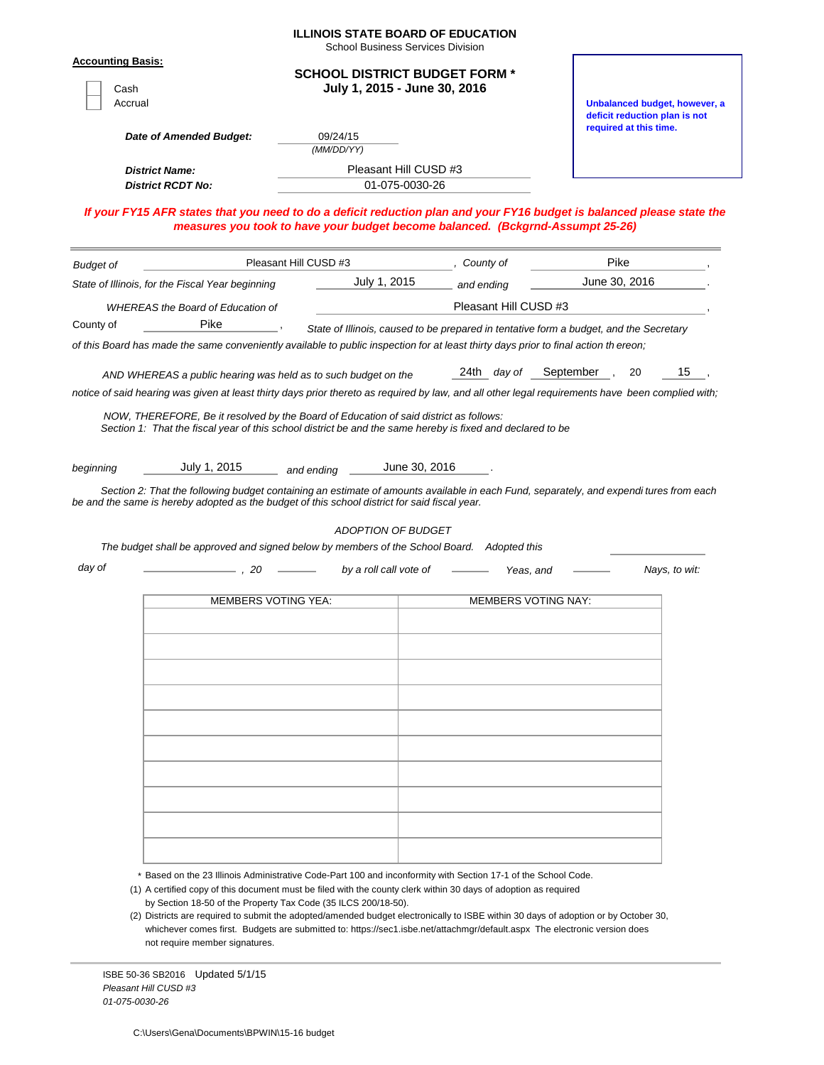# ILLINOIS STATE BOARD OF EDUCATION

School Business Services Division

**Accounting Basis:**

- [ ] Cash
- [ ] Accrual

## SCHOOL DISTRICT BUDGET FORM *

**July 1, 2015 - June 30, 2016**

**Unbalanced budget, however, a deficit reduction plan is not required at this time.**

***Date of Amended Budget:*** 09/24/15 *(MM/DD/YY)*

***District Name:*** Pleasant Hill CUSD #3

***District RCDT No:*** 01-075-0030-26

***If your FY15 AFR states that you need to do a deficit reduction plan and your FY16 budget is balanced please state the measures you took to have your budget become balanced. (Bckgrnd-Assumpt 25-26)***

---

*Budget of* Pleasant Hill CUSD #3 *, County of* Pike ,

*State of Illinois, for the Fiscal Year beginning* July 1, 2015 *and ending* June 30, 2016 .

*WHEREAS the Board of Education of* Pleasant Hill CUSD #3 ,

County of Pike , *State of Illinois, caused to be prepared in tentative form a budget, and the Secretary of this Board has made the same conveniently available to public inspection for at least thirty days prior to final action th ereon;*

*AND WHEREAS a public hearing was held as to such budget on the* 24th *day of* September , 20 15 , *notice of said hearing was given at least thirty days prior thereto as required by law, and all other legal requirements have been complied with;*

*NOW, THEREFORE, Be it resolved by the Board of Education of said district as follows:*
*Section 1: That the fiscal year of this school district be and the same hereby is fixed and declared to be*

*beginning* July 1, 2015 *and ending* June 30, 2016 .

*Section 2: That the following budget containing an estimate of amounts available in each Fund, separately, and expendi tures from each be and the same is hereby adopted as the budget of this school district for said fiscal year.*

*ADOPTION OF BUDGET*

*The budget shall be approved and signed below by members of the School Board. Adopted this* ________

*day of* ____________ *, 20* ______ *by a roll call vote of* ______ *Yeas, and* ______ *Nays, to wit:*

| MEMBERS VOTING YEA: | MEMBERS VOTING NAY: |
|---|---|
| | |
| | |
| | |
| | |
| | |
| | |
| | |
| | |
| | |
| | |

\* Based on the 23 Illinois Administrative Code-Part 100 and inconformity with Section 17-1 of the School Code.

(1) A certified copy of this document must be filed with the county clerk within 30 days of adoption as required by Section 18-50 of the Property Tax Code (35 ILCS 200/18-50).

(2) Districts are required to submit the adopted/amended budget electronically to ISBE within 30 days of adoption or by October 30, whichever comes first. Budgets are submitted to: https://sec1.isbe.net/attachmgr/default.aspx The electronic version does not require member signatures.

ISBE 50-36 SB2016 Updated 5/1/15
*Pleasant Hill CUSD #3*
*01-075-0030-26*

C:\Users\Gena\Documents\BPWIN\15-16 budget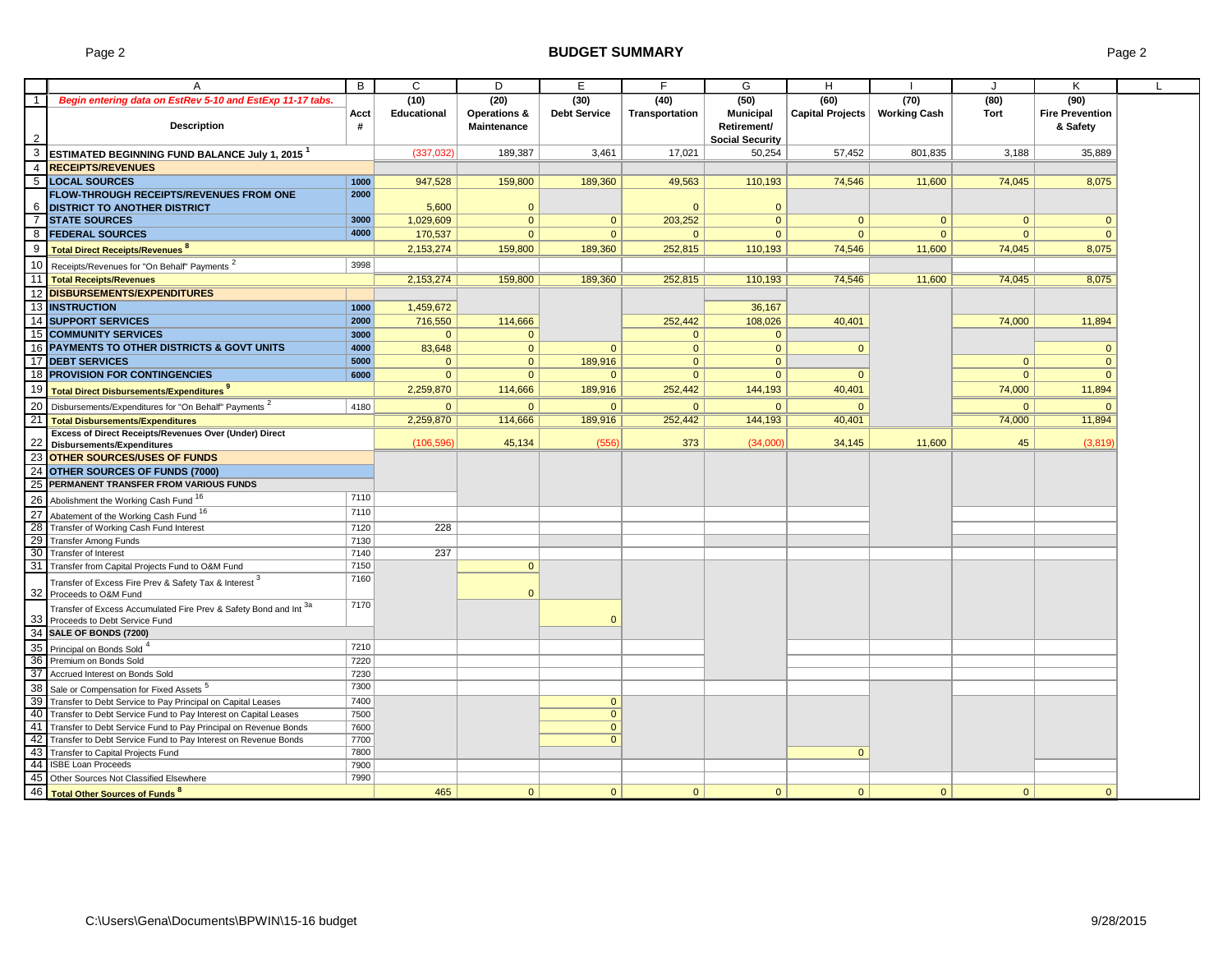# BUDGET SUMMARY

| | A | B | C | D | E | F | G | H | I | J | K |
|---|---|---|---|---|---|---|---|---|---|---|---|
| 1 | *Begin entering data on EstRev 5-10 and EstExp 11-17 tabs.* | | (10) | (20) | (30) | (40) | (50) | (60) | (70) | (80) | (90) |
| 2 | **Description** | **Acct #** | **Educational** | **Operations & Maintenance** | **Debt Service** | **Transportation** | **Municipal Retirement/ Social Security** | **Capital Projects** | **Working Cash** | **Tort** | **Fire Prevention & Safety** |
| 3 | **ESTIMATED BEGINNING FUND BALANCE July 1, 2015** [1] | | (337,032) | 189,387 | 3,461 | 17,021 | 50,254 | 57,452 | 801,835 | 3,188 | 35,889 |
| 4 | **RECEIPTS/REVENUES** | | | | | | | | | | |
| 5 | **LOCAL SOURCES** | 1000 | 947,528 | 159,800 | 189,360 | 49,563 | 110,193 | 74,546 | 11,600 | 74,045 | 8,075 |
| 6 | **FLOW-THROUGH RECEIPTS/REVENUES FROM ONE DISTRICT TO ANOTHER DISTRICT** | 2000 | 5,600 | 0 | | 0 | 0 | | | | |
| 7 | **STATE SOURCES** | 3000 | 1,029,609 | 0 | 0 | 203,252 | 0 | 0 | 0 | 0 | 0 |
| 8 | **FEDERAL SOURCES** | 4000 | 170,537 | 0 | 0 | 0 | 0 | 0 | 0 | 0 | 0 |
| 9 | **Total Direct Receipts/Revenues** [8] | | 2,153,274 | 159,800 | 189,360 | 252,815 | 110,193 | 74,546 | 11,600 | 74,045 | 8,075 |
| 10 | Receipts/Revenues for "On Behalf" Payments [2] | 3998 | | | | | | | | | |
| 11 | **Total Receipts/Revenues** | | 2,153,274 | 159,800 | 189,360 | 252,815 | 110,193 | 74,546 | 11,600 | 74,045 | 8,075 |
| 12 | **DISBURSEMENTS/EXPENDITURES** | | | | | | | | | | |
| 13 | **INSTRUCTION** | 1000 | 1,459,672 | | | | 36,167 | | | | |
| 14 | **SUPPORT SERVICES** | 2000 | 716,550 | 114,666 | | 252,442 | 108,026 | 40,401 | | 74,000 | 11,894 |
| 15 | **COMMUNITY SERVICES** | 3000 | 0 | 0 | | 0 | 0 | | | | |
| 16 | **PAYMENTS TO OTHER DISTRICTS & GOVT UNITS** | 4000 | 83,648 | 0 | 0 | 0 | 0 | 0 | | | 0 |
| 17 | **DEBT SERVICES** | 5000 | 0 | 0 | 189,916 | 0 | 0 | | | 0 | 0 |
| 18 | **PROVISION FOR CONTINGENCIES** | 6000 | 0 | 0 | 0 | 0 | 0 | 0 | | 0 | 0 |
| 19 | **Total Direct Disbursements/Expenditures** [9] | | 2,259,870 | 114,666 | 189,916 | 252,442 | 144,193 | 40,401 | | 74,000 | 11,894 |
| 20 | Disbursements/Expenditures for "On Behalf" Payments [2] | 4180 | 0 | 0 | 0 | 0 | 0 | 0 | | 0 | 0 |
| 21 | **Total Disbursements/Expenditures** | | 2,259,870 | 114,666 | 189,916 | 252,442 | 144,193 | 40,401 | | 74,000 | 11,894 |
| 22 | **Excess of Direct Receipts/Revenues Over (Under) Direct Disbursements/Expenditures** | | (106,596) | 45,134 | (556) | 373 | (34,000) | 34,145 | 11,600 | 45 | (3,819) |
| 23 | **OTHER SOURCES/USES OF FUNDS** | | | | | | | | | | |
| 24 | **OTHER SOURCES OF FUNDS (7000)** | | | | | | | | | | |
| 25 | **PERMANENT TRANSFER FROM VARIOUS FUNDS** | | | | | | | | | | |
| 26 | Abolishment the Working Cash Fund [16] | 7110 | | | | | | | | | |
| 27 | Abatement of the Working Cash Fund [16] | 7110 | | | | | | | | | |
| 28 | Transfer of Working Cash Fund Interest | 7120 | 228 | | | | | | | | |
| 29 | Transfer Among Funds | 7130 | | | | | | | | | |
| 30 | Transfer of Interest | 7140 | 237 | | | | | | | | |
| 31 | Transfer from Capital Projects Fund to O&M Fund | 7150 | | 0 | | | | | | | |
| 32 | Transfer of Excess Fire Prev & Safety Tax & Interest [3] Proceeds to O&M Fund | 7160 | | 0 | | | | | | | |
| 33 | Transfer of Excess Accumulated Fire Prev & Safety Bond and Int [3a] Proceeds to Debt Service Fund | 7170 | | | 0 | | | | | | |
| 34 | **SALE OF BONDS (7200)** | | | | | | | | | | |
| 35 | Principal on Bonds Sold [4] | 7210 | | | | | | | | | |
| 36 | Premium on Bonds Sold | 7220 | | | | | | | | | |
| 37 | Accrued Interest on Bonds Sold | 7230 | | | | | | | | | |
| 38 | Sale or Compensation for Fixed Assets [5] | 7300 | | | | | | | | | |
| 39 | Transfer to Debt Service to Pay Principal on Capital Leases | 7400 | | | 0 | | | | | | |
| 40 | Transfer to Debt Service Fund to Pay Interest on Capital Leases | 7500 | | | 0 | | | | | | |
| 41 | Transfer to Debt Service Fund to Pay Principal on Revenue Bonds | 7600 | | | 0 | | | | | | |
| 42 | Transfer to Debt Service Fund to Pay Interest on Revenue Bonds | 7700 | | | 0 | | | | | | |
| 43 | Transfer to Capital Projects Fund | 7800 | | | | | | 0 | | | |
| 44 | ISBE Loan Proceeds | 7900 | | | | | | | | | |
| 45 | Other Sources Not Classified Elsewhere | 7990 | | | | | | | | | |
| 46 | **Total Other Sources of Funds** [8] | | 465 | 0 | 0 | 0 | 0 | 0 | 0 | 0 | 0 |

C:\Users\Gena\Documents\BPWIN\15-16 budget 9/28/2015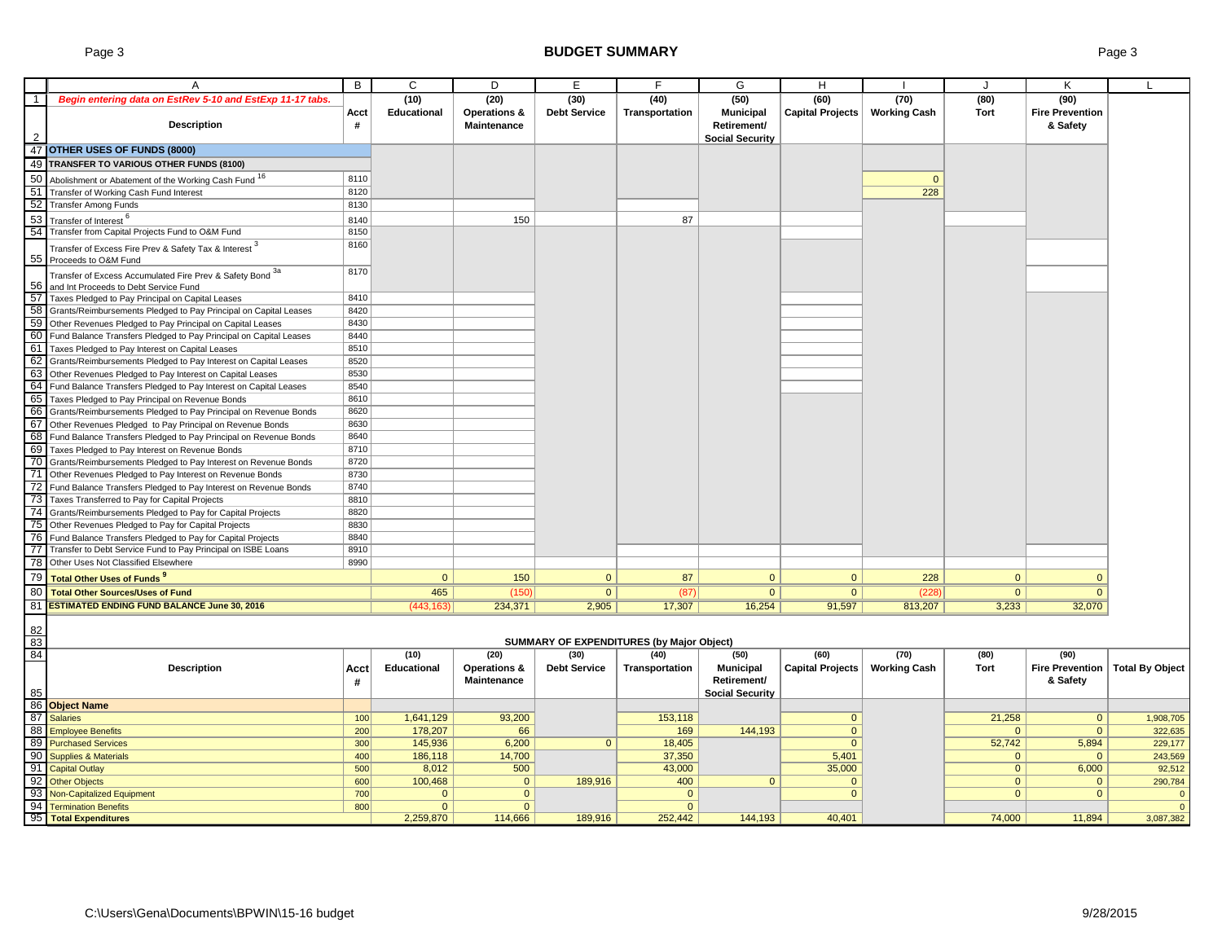# BUDGET SUMMARY

| | A | B | C | D | E | F | G | H | I | J | K | L |
|---|---|---|---|---|---|---|---|---|---|---|---|---|
| 1 | *Begin entering data on EstRev 5-10 and EstExp 11-17 tabs.* | | (10) | (20) | (30) | (40) | (50) | (60) | (70) | (80) | (90) | |
| 2 | Description | Acct # | Educational | Operations & Maintenance | Debt Service | Transportation | Municipal Retirement/ Social Security | Capital Projects | Working Cash | Tort | Fire Prevention & Safety | |
| 47 | **OTHER USES OF FUNDS (8000)** | | | | | | | | | | | |
| 49 | **TRANSFER TO VARIOUS OTHER FUNDS (8100)** | | | | | | | | | | | |
| 50 | Abolishment or Abatement of the Working Cash Fund [16] | 8110 | | | | | | | 0 | | | |
| 51 | Transfer of Working Cash Fund Interest | 8120 | | | | | | | 228 | | | |
| 52 | Transfer Among Funds | 8130 | | | | | | | | | | |
| 53 | Transfer of Interest [6] | 8140 | | 150 | | 87 | | | | | | |
| 54 | Transfer from Capital Projects Fund to O&M Fund | 8150 | | | | | | | | | | |
| 55 | Transfer of Excess Fire Prev & Safety Tax & Interest [3] Proceeds to O&M Fund | 8160 | | | | | | | | | | |
| 56 | Transfer of Excess Accumulated Fire Prev & Safety Bond [3a] and Int Proceeds to Debt Service Fund | 8170 | | | | | | | | | | |
| 57 | Taxes Pledged to Pay Principal on Capital Leases | 8410 | | | | | | | | | | |
| 58 | Grants/Reimbursements Pledged to Pay Principal on Capital Leases | 8420 | | | | | | | | | | |
| 59 | Other Revenues Pledged to Pay Principal on Capital Leases | 8430 | | | | | | | | | | |
| 60 | Fund Balance Transfers Pledged to Pay Principal on Capital Leases | 8440 | | | | | | | | | | |
| 61 | Taxes Pledged to Pay Interest on Capital Leases | 8510 | | | | | | | | | | |
| 62 | Grants/Reimbursements Pledged to Pay Interest on Capital Leases | 8520 | | | | | | | | | | |
| 63 | Other Revenues Pledged to Pay Interest on Capital Leases | 8530 | | | | | | | | | | |
| 64 | Fund Balance Transfers Pledged to Pay Interest on Capital Leases | 8540 | | | | | | | | | | |
| 65 | Taxes Pledged to Pay Principal on Revenue Bonds | 8610 | | | | | | | | | | |
| 66 | Grants/Reimbursements Pledged to Pay Principal on Revenue Bonds | 8620 | | | | | | | | | | |
| 67 | Other Revenues Pledged to Pay Principal on Revenue Bonds | 8630 | | | | | | | | | | |
| 68 | Fund Balance Transfers Pledged to Pay Principal on Revenue Bonds | 8640 | | | | | | | | | | |
| 69 | Taxes Pledged to Pay Interest on Revenue Bonds | 8710 | | | | | | | | | | |
| 70 | Grants/Reimbursements Pledged to Pay Interest on Revenue Bonds | 8720 | | | | | | | | | | |
| 71 | Other Revenues Pledged to Pay Interest on Revenue Bonds | 8730 | | | | | | | | | | |
| 72 | Fund Balance Transfers Pledged to Pay Interest on Revenue Bonds | 8740 | | | | | | | | | | |
| 73 | Taxes Transferred to Pay for Capital Projects | 8810 | | | | | | | | | | |
| 74 | Grants/Reimbursements Pledged to Pay for Capital Projects | 8820 | | | | | | | | | | |
| 75 | Other Revenues Pledged to Pay for Capital Projects | 8830 | | | | | | | | | | |
| 76 | Fund Balance Transfers Pledged to Pay for Capital Projects | 8840 | | | | | | | | | | |
| 77 | Transfer to Debt Service Fund to Pay Principal on ISBE Loans | 8910 | | | | | | | | | | |
| 78 | Other Uses Not Classified Elsewhere | 8990 | | | | | | | | | | |
| 79 | **Total Other Uses of Funds [9]** | | 0 | 150 | 0 | 87 | 0 | 0 | 228 | 0 | 0 | |
| 80 | **Total Other Sources/Uses of Fund** | | 465 | (150) | 0 | (87) | 0 | 0 | (228) | 0 | 0 | |
| 81 | **ESTIMATED ENDING FUND BALANCE June 30, 2016** | | (443,163) | 234,371 | 2,905 | 17,307 | 16,254 | 91,597 | 813,207 | 3,233 | 32,070 | |

## SUMMARY OF EXPENDITURES (by Major Object)

| | Description | Acct # | (10) Educational | (20) Operations & Maintenance | (30) Debt Service | (40) Transportation | (50) Municipal Retirement/ Social Security | (60) Capital Projects | (70) Working Cash | (80) Tort | (90) Fire Prevention & Safety | Total By Object |
|---|---|---|---|---|---|---|---|---|---|---|---|---|
| 86 | **Object Name** | | | | | | | | | | | |
| 87 | Salaries | 100 | 1,641,129 | 93,200 | | 153,118 | | 0 | | 21,258 | 0 | 1,908,705 |
| 88 | Employee Benefits | 200 | 178,207 | 66 | | 169 | 144,193 | 0 | | 0 | 0 | 322,635 |
| 89 | Purchased Services | 300 | 145,936 | 6,200 | 0 | 18,405 | | 0 | | 52,742 | 5,894 | 229,177 |
| 90 | Supplies & Materials | 400 | 186,118 | 14,700 | | 37,350 | | 5,401 | | 0 | 0 | 243,569 |
| 91 | Capital Outlay | 500 | 8,012 | 500 | | 43,000 | | 35,000 | | 0 | 6,000 | 92,512 |
| 92 | Other Objects | 600 | 100,468 | 0 | 189,916 | 400 | 0 | 0 | | 0 | 0 | 290,784 |
| 93 | Non-Capitalized Equipment | 700 | 0 | 0 | | 0 | | 0 | | 0 | 0 | 0 |
| 94 | Termination Benefits | 800 | 0 | 0 | | 0 | | | | | | 0 |
| 95 | **Total Expenditures** | | 2,259,870 | 114,666 | 189,916 | 252,442 | 144,193 | 40,401 | | 74,000 | 11,894 | 3,087,382 |

C:\Users\Gena\Documents\BPWIN\15-16 budget 9/28/2015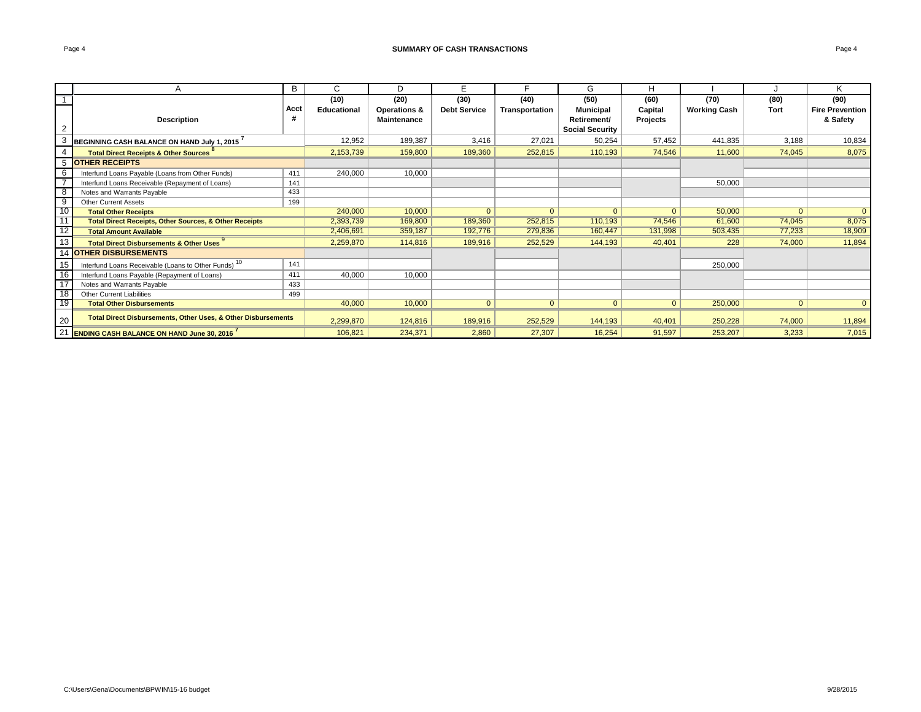# SUMMARY OF CASH TRANSACTIONS

| | A | B | C | D | E | F | G | H | I | J | K |
|---|---|---|---|---|---|---|---|---|---|---|---|
| 1 | | Acct | (10) | (20) | (30) | (40) | (50) | (60) | (70) | (80) | (90) |
| 2 | Description | # | Educational | Operations & Maintenance | Debt Service | Transportation | Municipal Retirement/ Social Security | Capital Projects | Working Cash | Tort | Fire Prevention & Safety |
| 3 | **BEGINNING CASH BALANCE ON HAND July 1, 2015** [7] | | 12,952 | 189,387 | 3,416 | 27,021 | 50,254 | 57,452 | 441,835 | 3,188 | 10,834 |
| 4 | **Total Direct Receipts & Other Sources** [8] | | 2,153,739 | 159,800 | 189,360 | 252,815 | 110,193 | 74,546 | 11,600 | 74,045 | 8,075 |
| 5 | **OTHER RECEIPTS** | | | | | | | | | | |
| 6 | Interfund Loans Payable (Loans from Other Funds) | 411 | 240,000 | 10,000 | | | | | | | |
| 7 | Interfund Loans Receivable (Repayment of Loans) | 141 | | | | | | | 50,000 | | |
| 8 | Notes and Warrants Payable | 433 | | | | | | | | | |
| 9 | Other Current Assets | 199 | | | | | | | | | |
| 10 | **Total Other Receipts** | | 240,000 | 10,000 | 0 | 0 | 0 | 0 | 50,000 | 0 | 0 |
| 11 | **Total Direct Receipts, Other Sources, & Other Receipts** | | 2,393,739 | 169,800 | 189,360 | 252,815 | 110,193 | 74,546 | 61,600 | 74,045 | 8,075 |
| 12 | **Total Amount Available** | | 2,406,691 | 359,187 | 192,776 | 279,836 | 160,447 | 131,998 | 503,435 | 77,233 | 18,909 |
| 13 | **Total Direct Disbursements & Other Uses** [9] | | 2,259,870 | 114,816 | 189,916 | 252,529 | 144,193 | 40,401 | 228 | 74,000 | 11,894 |
| 14 | **OTHER DISBURSEMENTS** | | | | | | | | | | |
| 15 | Interfund Loans Receivable (Loans to Other Funds) [10] | 141 | | | | | | | 250,000 | | |
| 16 | Interfund Loans Payable (Repayment of Loans) | 411 | 40,000 | 10,000 | | | | | | | |
| 17 | Notes and Warrants Payable | 433 | | | | | | | | | |
| 18 | Other Current Liabilities | 499 | | | | | | | | | |
| 19 | **Total Other Disbursements** | | 40,000 | 10,000 | 0 | 0 | 0 | 0 | 250,000 | 0 | 0 |
| 20 | **Total Direct Disbursements, Other Uses, & Other Disbursements** | | 2,299,870 | 124,816 | 189,916 | 252,529 | 144,193 | 40,401 | 250,228 | 74,000 | 11,894 |
| 21 | **ENDING CASH BALANCE ON HAND June 30, 2016** [7] | | 106,821 | 234,371 | 2,860 | 27,307 | 16,254 | 91,597 | 253,207 | 3,233 | 7,015 |

C:\Users\Gena\Documents\BPWIN\15-16 budget 9/28/2015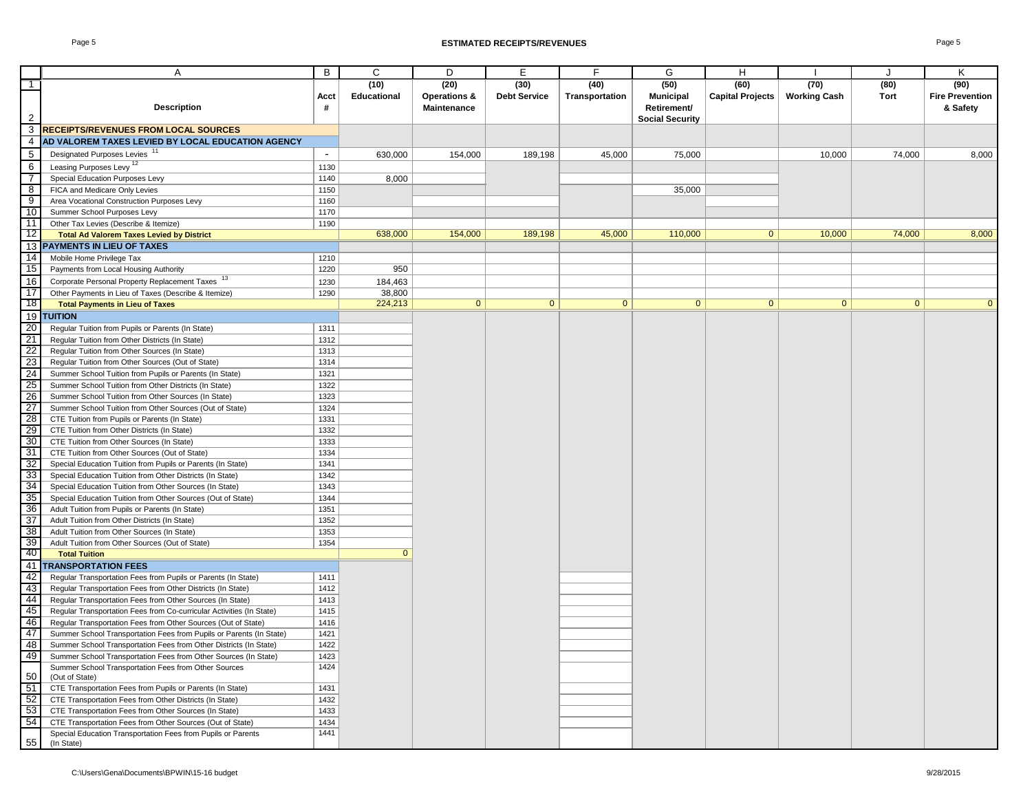# ESTIMATED RECEIPTS/REVENUES

| | A | B | C | D | E | F | G | H | I | J | K |
|---|---|---|---|---|---|---|---|---|---|---|---|
| 1-2 | Description | Acct # | (10) Educational | (20) Operations & Maintenance | (30) Debt Service | (40) Transportation | (50) Municipal Retirement/ Social Security | (60) Capital Projects | (70) Working Cash | (80) Tort | (90) Fire Prevention & Safety |
| 3 | **RECEIPTS/REVENUES FROM LOCAL SOURCES** | | | | | | | | | | |
| 4 | **AD VALOREM TAXES LEVIED BY LOCAL EDUCATION AGENCY** | | | | | | | | | | |
| 5 | Designated Purposes Levies [11] | - | 630,000 | 154,000 | 189,198 | 45,000 | 75,000 | | 10,000 | 74,000 | 8,000 |
| 6 | Leasing Purposes Levy [12] | 1130 | | | | | | | | | |
| 7 | Special Education Purposes Levy | 1140 | 8,000 | | | | | | | | |
| 8 | FICA and Medicare Only Levies | 1150 | | | | | 35,000 | | | | |
| 9 | Area Vocational Construction Purposes Levy | 1160 | | | | | | | | | |
| 10 | Summer School Purposes Levy | 1170 | | | | | | | | | |
| 11 | Other Tax Levies (Describe & Itemize) | 1190 | | | | | | | | | |
| 12 | **Total Ad Valorem Taxes Levied by District** | | 638,000 | 154,000 | 189,198 | 45,000 | 110,000 | 0 | 10,000 | 74,000 | 8,000 |
| 13 | **PAYMENTS IN LIEU OF TAXES** | | | | | | | | | | |
| 14 | Mobile Home Privilege Tax | 1210 | | | | | | | | | |
| 15 | Payments from Local Housing Authority | 1220 | 950 | | | | | | | | |
| 16 | Corporate Personal Property Replacement Taxes [13] | 1230 | 184,463 | | | | | | | | |
| 17 | Other Payments in Lieu of Taxes (Describe & Itemize) | 1290 | 38,800 | | | | | | | | |
| 18 | **Total Payments in Lieu of Taxes** | | 224,213 | 0 | 0 | 0 | 0 | 0 | 0 | 0 | 0 |
| 19 | **TUITION** | | | | | | | | | | |
| 20 | Regular Tuition from Pupils or Parents (In State) | 1311 | | | | | | | | | |
| 21 | Regular Tuition from Other Districts (In State) | 1312 | | | | | | | | | |
| 22 | Regular Tuition from Other Sources (In State) | 1313 | | | | | | | | | |
| 23 | Regular Tuition from Other Sources (Out of State) | 1314 | | | | | | | | | |
| 24 | Summer School Tuition from Pupils or Parents (In State) | 1321 | | | | | | | | | |
| 25 | Summer School Tuition from Other Districts (In State) | 1322 | | | | | | | | | |
| 26 | Summer School Tuition from Other Sources (In State) | 1323 | | | | | | | | | |
| 27 | Summer School Tuition from Other Sources (Out of State) | 1324 | | | | | | | | | |
| 28 | CTE Tuition from Pupils or Parents (In State) | 1331 | | | | | | | | | |
| 29 | CTE Tuition from Other Districts (In State) | 1332 | | | | | | | | | |
| 30 | CTE Tuition from Other Sources (In State) | 1333 | | | | | | | | | |
| 31 | CTE Tuition from Other Sources (Out of State) | 1334 | | | | | | | | | |
| 32 | Special Education Tuition from Pupils or Parents (In State) | 1341 | | | | | | | | | |
| 33 | Special Education Tuition from Other Districts (In State) | 1342 | | | | | | | | | |
| 34 | Special Education Tuition from Other Sources (In State) | 1343 | | | | | | | | | |
| 35 | Special Education Tuition from Other Sources (Out of State) | 1344 | | | | | | | | | |
| 36 | Adult Tuition from Pupils or Parents (In State) | 1351 | | | | | | | | | |
| 37 | Adult Tuition from Other Districts (In State) | 1352 | | | | | | | | | |
| 38 | Adult Tuition from Other Sources (In State) | 1353 | | | | | | | | | |
| 39 | Adult Tuition from Other Sources (Out of State) | 1354 | | | | | | | | | |
| 40 | **Total Tuition** | | 0 | | | | | | | | |
| 41 | **TRANSPORTATION FEES** | | | | | | | | | | |
| 42 | Regular Transportation Fees from Pupils or Parents (In State) | 1411 | | | | | | | | | |
| 43 | Regular Transportation Fees from Other Districts (In State) | 1412 | | | | | | | | | |
| 44 | Regular Transportation Fees from Other Sources (In State) | 1413 | | | | | | | | | |
| 45 | Regular Transportation Fees from Co-curricular Activities (In State) | 1415 | | | | | | | | | |
| 46 | Regular Transportation Fees from Other Sources (Out of State) | 1416 | | | | | | | | | |
| 47 | Summer School Transportation Fees from Pupils or Parents (In State) | 1421 | | | | | | | | | |
| 48 | Summer School Transportation Fees from Other Districts (In State) | 1422 | | | | | | | | | |
| 49 | Summer School Transportation Fees from Other Sources (In State) | 1423 | | | | | | | | | |
| 50 | Summer School Transportation Fees from Other Sources (Out of State) | 1424 | | | | | | | | | |
| 51 | CTE Transportation Fees from Pupils or Parents (In State) | 1431 | | | | | | | | | |
| 52 | CTE Transportation Fees from Other Districts (In State) | 1432 | | | | | | | | | |
| 53 | CTE Transportation Fees from Other Sources (In State) | 1433 | | | | | | | | | |
| 54 | CTE Transportation Fees from Other Sources (Out of State) | 1434 | | | | | | | | | |
| 55 | Special Education Transportation Fees from Pupils or Parents (In State) | 1441 | | | | | | | | | |

C:\Users\Gena\Documents\BPWIN\15-16 budget

9/28/2015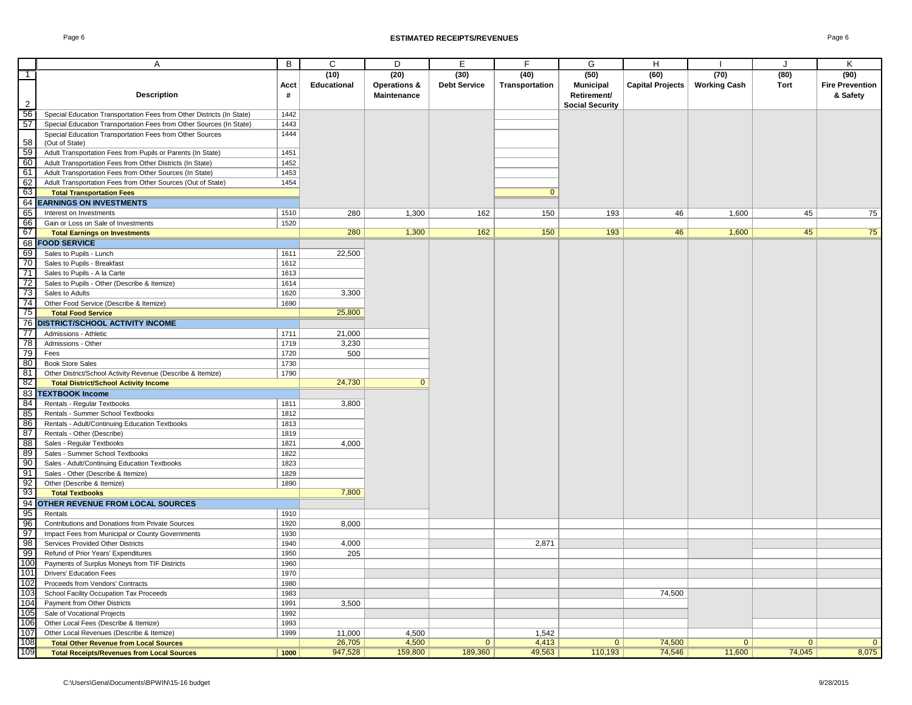## ESTIMATED RECEIPTS/REVENUES

| | A | B | C | D | E | F | G | H | I | J | K |
|---|---|---|---|---|---|---|---|---|---|---|---|
| 1 | Description | Acct # | (10) Educational | (20) Operations & Maintenance | (30) Debt Service | (40) Transportation | (50) Municipal Retirement/ Social Security | (60) Capital Projects | (70) Working Cash | (80) Tort | (90) Fire Prevention & Safety |
| 56 | Special Education Transportation Fees from Other Districts (In State) | 1442 | | | | | | | | | |
| 57 | Special Education Transportation Fees from Other Sources (In State) | 1443 | | | | | | | | | |
| 58 | Special Education Transportation Fees from Other Sources (Out of State) | 1444 | | | | | | | | | |
| 59 | Adult Transportation Fees from Pupils or Parents (In State) | 1451 | | | | | | | | | |
| 60 | Adult Transportation Fees from Other Districts (In State) | 1452 | | | | | | | | | |
| 61 | Adult Transportation Fees from Other Sources (In State) | 1453 | | | | | | | | | |
| 62 | Adult Transportation Fees from Other Sources (Out of State) | 1454 | | | | | | | | | |
| 63 | **Total Transportation Fees** | | | | | 0 | | | | | |
| 64 | **EARNINGS ON INVESTMENTS** | | | | | | | | | | |
| 65 | Interest on Investments | 1510 | 280 | 1,300 | 162 | 150 | 193 | 46 | 1,600 | 45 | 75 |
| 66 | Gain or Loss on Sale of Investments | 1520 | | | | | | | | | |
| 67 | **Total Earnings on Investments** | | 280 | 1,300 | 162 | 150 | 193 | 46 | 1,600 | 45 | 75 |
| 68 | **FOOD SERVICE** | | | | | | | | | | |
| 69 | Sales to Pupils - Lunch | 1611 | 22,500 | | | | | | | | |
| 70 | Sales to Pupils - Breakfast | 1612 | | | | | | | | | |
| 71 | Sales to Pupils - A la Carte | 1613 | | | | | | | | | |
| 72 | Sales to Pupils - Other (Describe & Itemize) | 1614 | | | | | | | | | |
| 73 | Sales to Adults | 1620 | 3,300 | | | | | | | | |
| 74 | Other Food Service (Describe & Itemize) | 1690 | | | | | | | | | |
| 75 | **Total Food Service** | | 25,800 | | | | | | | | |
| 76 | **DISTRICT/SCHOOL ACTIVITY INCOME** | | | | | | | | | | |
| 77 | Admissions - Athletic | 1711 | 21,000 | | | | | | | | |
| 78 | Admissions - Other | 1719 | 3,230 | | | | | | | | |
| 79 | Fees | 1720 | 500 | | | | | | | | |
| 80 | Book Store Sales | 1730 | | | | | | | | | |
| 81 | Other District/School Activity Revenue (Describe & Itemize) | 1790 | | | | | | | | | |
| 82 | **Total District/School Activity Income** | | 24,730 | 0 | | | | | | | |
| 83 | **TEXTBOOK Income** | | | | | | | | | | |
| 84 | Rentals - Regular Textbooks | 1811 | 3,800 | | | | | | | | |
| 85 | Rentals - Summer School Textbooks | 1812 | | | | | | | | | |
| 86 | Rentals - Adult/Continuing Education Textbooks | 1813 | | | | | | | | | |
| 87 | Rentals - Other (Describe) | 1819 | | | | | | | | | |
| 88 | Sales - Regular Textbooks | 1821 | 4,000 | | | | | | | | |
| 89 | Sales - Summer School Textbooks | 1822 | | | | | | | | | |
| 90 | Sales - Adult/Continuing Education Textbooks | 1823 | | | | | | | | | |
| 91 | Sales - Other (Describe & Itemize) | 1829 | | | | | | | | | |
| 92 | Other (Describe & Itemize) | 1890 | | | | | | | | | |
| 93 | **Total Textbooks** | | 7,800 | | | | | | | | |
| 94 | **OTHER REVENUE FROM LOCAL SOURCES** | | | | | | | | | | |
| 95 | Rentals | 1910 | | | | | | | | | |
| 96 | Contributions and Donations from Private Sources | 1920 | 8,000 | | | | | | | | |
| 97 | Impact Fees from Municipal or County Governments | 1930 | | | | | | | | | |
| 98 | Services Provided Other Districts | 1940 | 4,000 | | | 2,871 | | | | | |
| 99 | Refund of Prior Years' Expenditures | 1950 | 205 | | | | | | | | |
| 100 | Payments of Surplus Moneys from TIF Districts | 1960 | | | | | | | | | |
| 101 | Drivers' Education Fees | 1970 | | | | | | | | | |
| 102 | Proceeds from Vendors' Contracts | 1980 | | | | | | | | | |
| 103 | School Facility Occupation Tax Proceeds | 1983 | | | | | | 74,500 | | | |
| 104 | Payment from Other Districts | 1991 | 3,500 | | | | | | | | |
| 105 | Sale of Vocational Projects | 1992 | | | | | | | | | |
| 106 | Other Local Fees (Describe & Itemize) | 1993 | | | | | | | | | |
| 107 | Other Local Revenues (Describe & Itemize) | 1999 | 11,000 | 4,500 | | 1,542 | | | | | |
| 108 | **Total Other Revenue from Local Sources** | | 26,705 | 4,500 | 0 | 4,413 | 0 | 74,500 | 0 | 0 | 0 |
| 109 | **Total Receipts/Revenues from Local Sources** | 1000 | 947,528 | 159,800 | 189,360 | 49,563 | 110,193 | 74,546 | 11,600 | 74,045 | 8,075 |

C:\Users\Gena\Documents\BPWIN\15-16 budget 9/28/2015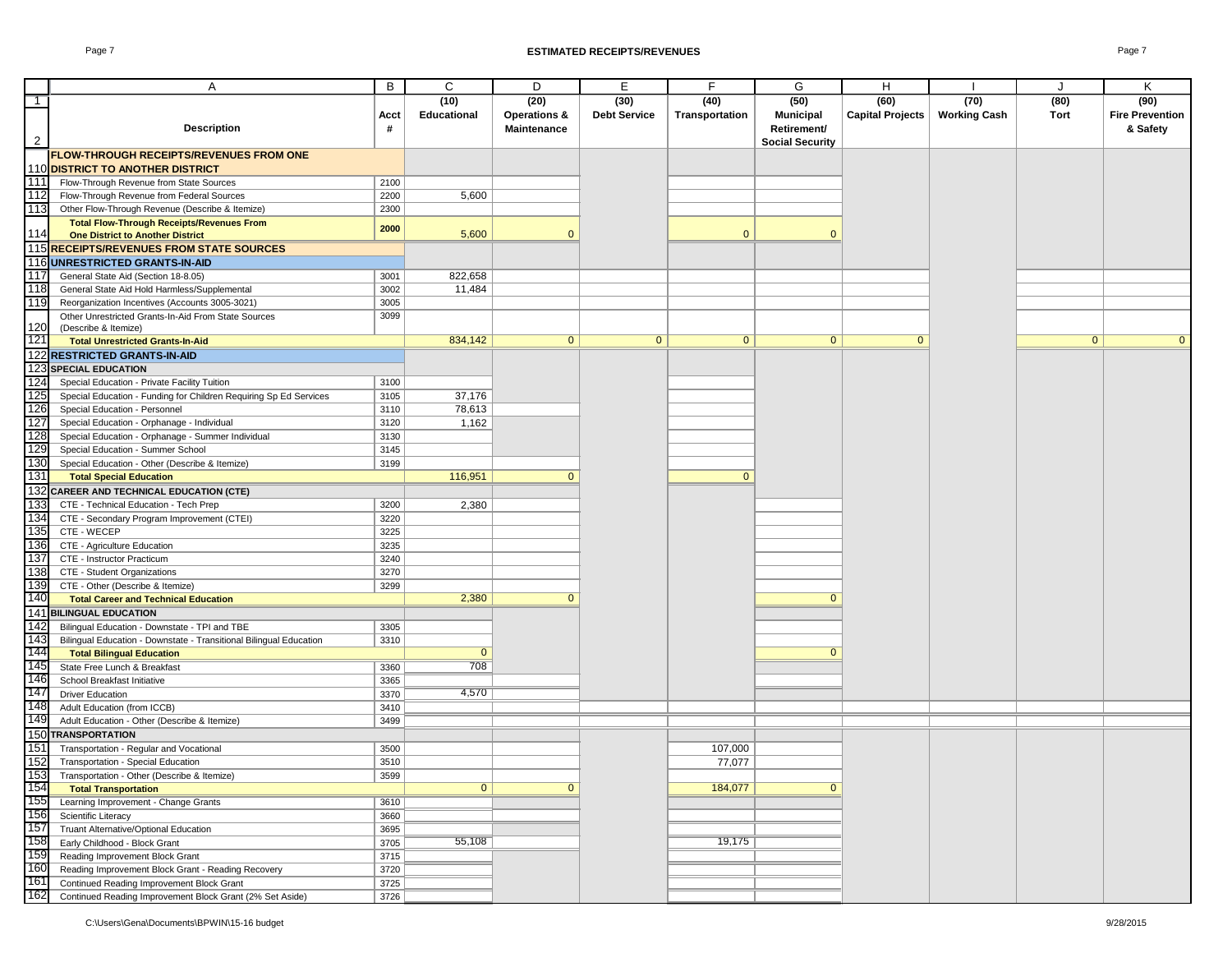# ESTIMATED RECEIPTS/REVENUES

| | A | B | C | D | E | F | G | H | I | J | K |
|---|---|---|---|---|---|---|---|---|---|---|---|
| 1 | | | (10) | (20) | (30) | (40) | (50) | (60) | (70) | (80) | (90) |
| 2 | Description | Acct # | Educational | Operations & Maintenance | Debt Service | Transportation | Municipal Retirement/ Social Security | Capital Projects | Working Cash | Tort | Fire Prevention & Safety |
| 110 | **FLOW-THROUGH RECEIPTS/REVENUES FROM ONE DISTRICT TO ANOTHER DISTRICT** | | | | | | | | | | |
| 111 | Flow-Through Revenue from State Sources | 2100 | | | | | | | | | |
| 112 | Flow-Through Revenue from Federal Sources | 2200 | 5,600 | | | | | | | | |
| 113 | Other Flow-Through Revenue (Describe & Itemize) | 2300 | | | | | | | | | |
| 114 | **Total Flow-Through Receipts/Revenues From One District to Another District** | 2000 | 5,600 | 0 | | 0 | 0 | | | | |
| 115 | **RECEIPTS/REVENUES FROM STATE SOURCES** | | | | | | | | | | |
| 116 | **UNRESTRICTED GRANTS-IN-AID** | | | | | | | | | | |
| 117 | General State Aid (Section 18-8.05) | 3001 | 822,658 | | | | | | | | |
| 118 | General State Aid Hold Harmless/Supplemental | 3002 | 11,484 | | | | | | | | |
| 119 | Reorganization Incentives (Accounts 3005-3021) | 3005 | | | | | | | | | |
| 120 | Other Unrestricted Grants-In-Aid From State Sources (Describe & Itemize) | 3099 | | | | | | | | | |
| 121 | **Total Unrestricted Grants-In-Aid** | | 834,142 | 0 | 0 | 0 | 0 | 0 | | 0 | 0 |
| 122 | **RESTRICTED GRANTS-IN-AID** | | | | | | | | | | |
| 123 | **SPECIAL EDUCATION** | | | | | | | | | | |
| 124 | Special Education - Private Facility Tuition | 3100 | | | | | | | | | |
| 125 | Special Education - Funding for Children Requiring Sp Ed Services | 3105 | 37,176 | | | | | | | | |
| 126 | Special Education - Personnel | 3110 | 78,613 | | | | | | | | |
| 127 | Special Education - Orphanage - Individual | 3120 | 1,162 | | | | | | | | |
| 128 | Special Education - Orphanage - Summer Individual | 3130 | | | | | | | | | |
| 129 | Special Education - Summer School | 3145 | | | | | | | | | |
| 130 | Special Education - Other (Describe & Itemize) | 3199 | | | | | | | | | |
| 131 | **Total Special Education** | | 116,951 | 0 | | 0 | | | | | |
| 132 | **CAREER AND TECHNICAL EDUCATION (CTE)** | | | | | | | | | | |
| 133 | CTE - Technical Education - Tech Prep | 3200 | 2,380 | | | | | | | | |
| 134 | CTE - Secondary Program Improvement (CTEI) | 3220 | | | | | | | | | |
| 135 | CTE - WECEP | 3225 | | | | | | | | | |
| 136 | CTE - Agriculture Education | 3235 | | | | | | | | | |
| 137 | CTE - Instructor Practicum | 3240 | | | | | | | | | |
| 138 | CTE - Student Organizations | 3270 | | | | | | | | | |
| 139 | CTE - Other (Describe & Itemize) | 3299 | | | | | | | | | |
| 140 | **Total Career and Technical Education** | | 2,380 | 0 | | | 0 | | | | |
| 141 | **BILINGUAL EDUCATION** | | | | | | | | | | |
| 142 | Bilingual Education - Downstate - TPI and TBE | 3305 | | | | | | | | | |
| 143 | Bilingual Education - Downstate - Transitional Bilingual Education | 3310 | | | | | | | | | |
| 144 | **Total Bilingual Education** | | 0 | | | | 0 | | | | |
| 145 | State Free Lunch & Breakfast | 3360 | 708 | | | | | | | | |
| 146 | School Breakfast Initiative | 3365 | | | | | | | | | |
| 147 | Driver Education | 3370 | 4,570 | | | | | | | | |
| 148 | Adult Education (from ICCB) | 3410 | | | | | | | | | |
| 149 | Adult Education - Other (Describe & Itemize) | 3499 | | | | | | | | | |
| 150 | **TRANSPORTATION** | | | | | | | | | | |
| 151 | Transportation - Regular and Vocational | 3500 | | | | 107,000 | | | | | |
| 152 | Transportation - Special Education | 3510 | | | | 77,077 | | | | | |
| 153 | Transportation - Other (Describe & Itemize) | 3599 | | | | | | | | | |
| 154 | **Total Transportation** | | 0 | 0 | | 184,077 | 0 | | | | |
| 155 | Learning Improvement - Change Grants | 3610 | | | | | | | | | |
| 156 | Scientific Literacy | 3660 | | | | | | | | | |
| 157 | Truant Alternative/Optional Education | 3695 | | | | | | | | | |
| 158 | Early Childhood - Block Grant | 3705 | 55,108 | | | 19,175 | | | | | |
| 159 | Reading Improvement Block Grant | 3715 | | | | | | | | | |
| 160 | Reading Improvement Block Grant - Reading Recovery | 3720 | | | | | | | | | |
| 161 | Continued Reading Improvement Block Grant | 3725 | | | | | | | | | |
| 162 | Continued Reading Improvement Block Grant (2% Set Aside) | 3726 | | | | | | | | | |

C:\Users\Gena\Documents\BPWIN\15-16 budget 9/28/2015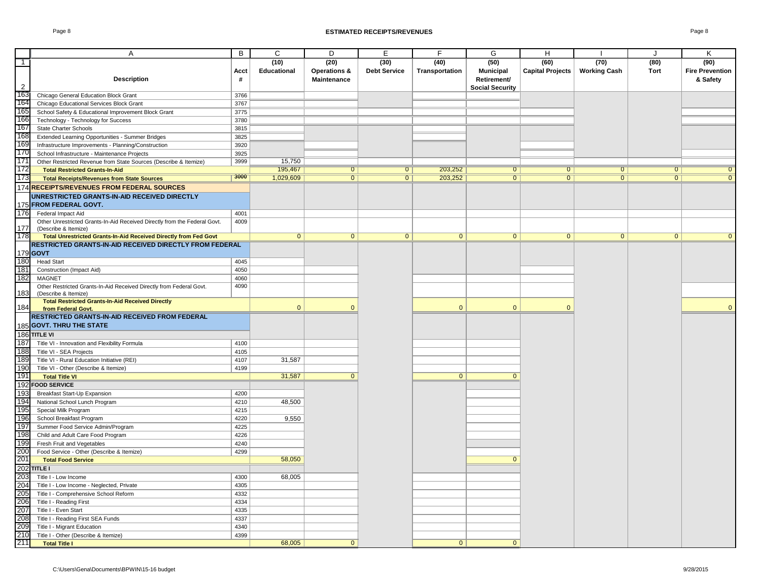## ESTIMATED RECEIPTS/REVENUES

| | A | B | C | D | E | F | G | H | I | J | K |
|---|---|---|---|---|---|---|---|---|---|---|---|
| 1 | Description | Acct # | (10) Educational | (20) Operations & Maintenance | (30) Debt Service | (40) Transportation | (50) Municipal Retirement/ Social Security | (60) Capital Projects | (70) Working Cash | (80) Tort | (90) Fire Prevention & Safety |
| 163 | Chicago General Education Block Grant | 3766 | | | | | | | | | |
| 164 | Chicago Educational Services Block Grant | 3767 | | | | | | | | | |
| 165 | School Safety & Educational Improvement Block Grant | 3775 | | | | | | | | | |
| 166 | Technology - Technology for Success | 3780 | | | | | | | | | |
| 167 | State Charter Schools | 3815 | | | | | | | | | |
| 168 | Extended Learning Opportunities - Summer Bridges | 3825 | | | | | | | | | |
| 169 | Infrastructure Improvements - Planning/Construction | 3920 | | | | | | | | | |
| 170 | School Infrastructure - Maintenance Projects | 3925 | | | | | | | | | |
| 171 | Other Restricted Revenue from State Sources (Describe & Itemize) | 3999 | 15,750 | | | | | | | | |
| 172 | **Total Restricted Grants-In-Aid** | | 195,467 | 0 | 0 | 203,252 | 0 | 0 | 0 | 0 | 0 |
| 173 | **Total Receipts/Revenues from State Sources** | 3000 | 1,029,609 | 0 | 0 | 203,252 | 0 | 0 | 0 | 0 | 0 |
| 174 | **RECEIPTS/REVENUES FROM FEDERAL SOURCES** | | | | | | | | | | |
| 175 | **UNRESTRICTED GRANTS-IN-AID RECEIVED DIRECTLY FROM FEDERAL GOVT.** | | | | | | | | | | |
| 176 | Federal Impact Aid | 4001 | | | | | | | | | |
| 177 | Other Unrestricted Grants-In-Aid Received Directly from the Federal Govt. (Describe & Itemize) | 4009 | | | | | | | | | |
| 178 | **Total Unrestricted Grants-In-Aid Received Directly from Fed Govt** | | 0 | 0 | 0 | 0 | 0 | 0 | 0 | 0 | 0 |
| 179 | **RESTRICTED GRANTS-IN-AID RECEIVED DIRECTLY FROM FEDERAL GOVT** | | | | | | | | | | |
| 180 | Head Start | 4045 | | | | | | | | | |
| 181 | Construction (Impact Aid) | 4050 | | | | | | | | | |
| 182 | MAGNET | 4060 | | | | | | | | | |
| 183 | Other Restricted Grants-In-Aid Received Directly from Federal Govt. (Describe & Itemize) | 4090 | | | | | | | | | |
| 184 | **Total Restricted Grants-In-Aid Received Directly from Federal Govt.** | | 0 | 0 | | 0 | 0 | 0 | | | 0 |
| 185 | **RESTRICTED GRANTS-IN-AID RECEIVED FROM FEDERAL GOVT. THRU THE STATE** | | | | | | | | | | |
| 186 | **TITLE VI** | | | | | | | | | | |
| 187 | Title VI - Innovation and Flexibility Formula | 4100 | | | | | | | | | |
| 188 | Title VI - SEA Projects | 4105 | | | | | | | | | |
| 189 | Title VI - Rural Education Initiative (REI) | 4107 | 31,587 | | | | | | | | |
| 190 | Title VI - Other (Describe & Itemize) | 4199 | | | | | | | | | |
| 191 | **Total Title VI** | | 31,587 | 0 | | 0 | 0 | | | | |
| 192 | **FOOD SERVICE** | | | | | | | | | | |
| 193 | Breakfast Start-Up Expansion | 4200 | | | | | | | | | |
| 194 | National School Lunch Program | 4210 | 48,500 | | | | | | | | |
| 195 | Special Milk Program | 4215 | | | | | | | | | |
| 196 | School Breakfast Program | 4220 | 9,550 | | | | | | | | |
| 197 | Summer Food Service Admin/Program | 4225 | | | | | | | | | |
| 198 | Child and Adult Care Food Program | 4226 | | | | | | | | | |
| 199 | Fresh Fruit and Vegetables | 4240 | | | | | | | | | |
| 200 | Food Service - Other (Describe & Itemize) | 4299 | | | | | | | | | |
| 201 | **Total Food Service** | | 58,050 | | | | 0 | | | | |
| 202 | **TITLE I** | | | | | | | | | | |
| 203 | Title I - Low Income | 4300 | 68,005 | | | | | | | | |
| 204 | Title I - Low Income - Neglected, Private | 4305 | | | | | | | | | |
| 205 | Title I - Comprehensive School Reform | 4332 | | | | | | | | | |
| 206 | Title I - Reading First | 4334 | | | | | | | | | |
| 207 | Title I - Even Start | 4335 | | | | | | | | | |
| 208 | Title I - Reading First SEA Funds | 4337 | | | | | | | | | |
| 209 | Title I - Migrant Education | 4340 | | | | | | | | | |
| 210 | Title I - Other (Describe & Itemize) | 4399 | | | | | | | | | |
| 211 | **Total Title I** | | 68,005 | 0 | | 0 | 0 | | | | |

C:\Users\Gena\Documents\BPWIN\15-16 budget 9/28/2015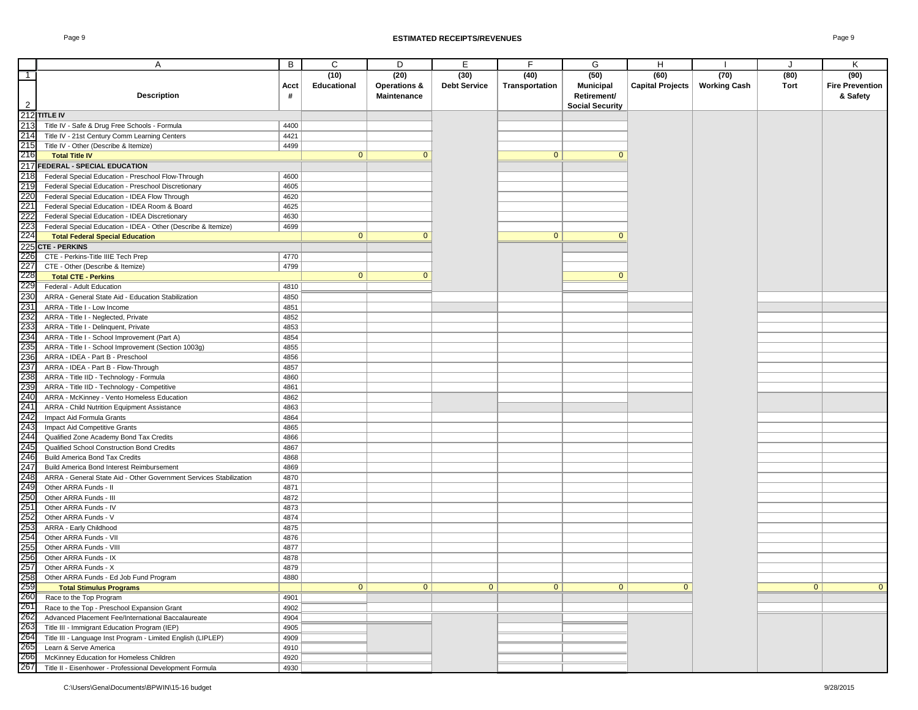# ESTIMATED RECEIPTS/REVENUES

| | A | B | C | D | E | F | G | H | I | J | K |
|---|---|---|---|---|---|---|---|---|---|---|---|
| 1 | | | (10) | (20) | (30) | (40) | (50) | (60) | (70) | (80) | (90) |
| 2 | Description | Acct # | Educational | Operations & Maintenance | Debt Service | Transportation | Municipal Retirement/ Social Security | Capital Projects | Working Cash | Tort | Fire Prevention & Safety |
| 212 | **TITLE IV** | | | | | | | | | | |
| 213 | Title IV - Safe & Drug Free Schools - Formula | 4400 | | | | | | | | | |
| 214 | Title IV - 21st Century Comm Learning Centers | 4421 | | | | | | | | | |
| 215 | Title IV - Other (Describe & Itemize) | 4499 | | | | | | | | | |
| 216 | **Total Title IV** | | 0 | 0 | | 0 | 0 | | | | |
| 217 | **FEDERAL - SPECIAL EDUCATION** | | | | | | | | | | |
| 218 | Federal Special Education - Preschool Flow-Through | 4600 | | | | | | | | | |
| 219 | Federal Special Education - Preschool Discretionary | 4605 | | | | | | | | | |
| 220 | Federal Special Education - IDEA Flow Through | 4620 | | | | | | | | | |
| 221 | Federal Special Education - IDEA Room & Board | 4625 | | | | | | | | | |
| 222 | Federal Special Education - IDEA Discretionary | 4630 | | | | | | | | | |
| 223 | Federal Special Education - IDEA - Other (Describe & Itemize) | 4699 | | | | | | | | | |
| 224 | **Total Federal Special Education** | | 0 | 0 | | 0 | 0 | | | | |
| 225 | **CTE - PERKINS** | | | | | | | | | | |
| 226 | CTE - Perkins-Title IIIE Tech Prep | 4770 | | | | | | | | | |
| 227 | CTE - Other (Describe & Itemize) | 4799 | | | | | | | | | |
| 228 | **Total CTE - Perkins** | | 0 | 0 | | | 0 | | | | |
| 229 | Federal - Adult Education | 4810 | | | | | | | | | |
| 230 | ARRA - General State Aid - Education Stabilization | 4850 | | | | | | | | | |
| 231 | ARRA - Title I - Low Income | 4851 | | | | | | | | | |
| 232 | ARRA - Title I - Neglected, Private | 4852 | | | | | | | | | |
| 233 | ARRA - Title I - Delinquent, Private | 4853 | | | | | | | | | |
| 234 | ARRA - Title I - School Improvement (Part A) | 4854 | | | | | | | | | |
| 235 | ARRA - Title I - School Improvement (Section 1003g) | 4855 | | | | | | | | | |
| 236 | ARRA - IDEA - Part B - Preschool | 4856 | | | | | | | | | |
| 237 | ARRA - IDEA - Part B - Flow-Through | 4857 | | | | | | | | | |
| 238 | ARRA - Title IID - Technology - Formula | 4860 | | | | | | | | | |
| 239 | ARRA - Title IID - Technology - Competitive | 4861 | | | | | | | | | |
| 240 | ARRA - McKinney - Vento Homeless Education | 4862 | | | | | | | | | |
| 241 | ARRA - Child Nutrition Equipment Assistance | 4863 | | | | | | | | | |
| 242 | Impact Aid Formula Grants | 4864 | | | | | | | | | |
| 243 | Impact Aid Competitive Grants | 4865 | | | | | | | | | |
| 244 | Qualified Zone Academy Bond Tax Credits | 4866 | | | | | | | | | |
| 245 | Qualified School Construction Bond Credits | 4867 | | | | | | | | | |
| 246 | Build America Bond Tax Credits | 4868 | | | | | | | | | |
| 247 | Build America Bond Interest Reimbursement | 4869 | | | | | | | | | |
| 248 | ARRA - General State Aid - Other Government Services Stabilization | 4870 | | | | | | | | | |
| 249 | Other ARRA Funds - II | 4871 | | | | | | | | | |
| 250 | Other ARRA Funds - III | 4872 | | | | | | | | | |
| 251 | Other ARRA Funds - IV | 4873 | | | | | | | | | |
| 252 | Other ARRA Funds - V | 4874 | | | | | | | | | |
| 253 | ARRA - Early Childhood | 4875 | | | | | | | | | |
| 254 | Other ARRA Funds - VII | 4876 | | | | | | | | | |
| 255 | Other ARRA Funds - VIII | 4877 | | | | | | | | | |
| 256 | Other ARRA Funds - IX | 4878 | | | | | | | | | |
| 257 | Other ARRA Funds - X | 4879 | | | | | | | | | |
| 258 | Other ARRA Funds - Ed Job Fund Program | 4880 | | | | | | | | | |
| 259 | **Total Stimulus Programs** | | 0 | 0 | 0 | 0 | 0 | 0 | | 0 | 0 |
| 260 | Race to the Top Program | 4901 | | | | | | | | | |
| 261 | Race to the Top - Preschool Expansion Grant | 4902 | | | | | | | | | |
| 262 | Advanced Placement Fee/International Baccalaureate | 4904 | | | | | | | | | |
| 263 | Title III - Immigrant Education Program (IEP) | 4905 | | | | | | | | | |
| 264 | Title III - Language Inst Program - Limited English (LIPLEP) | 4909 | | | | | | | | | |
| 265 | Learn & Serve America | 4910 | | | | | | | | | |
| 266 | McKinney Education for Homeless Children | 4920 | | | | | | | | | |
| 267 | Title II - Eisenhower - Professional Development Formula | 4930 | | | | | | | | | |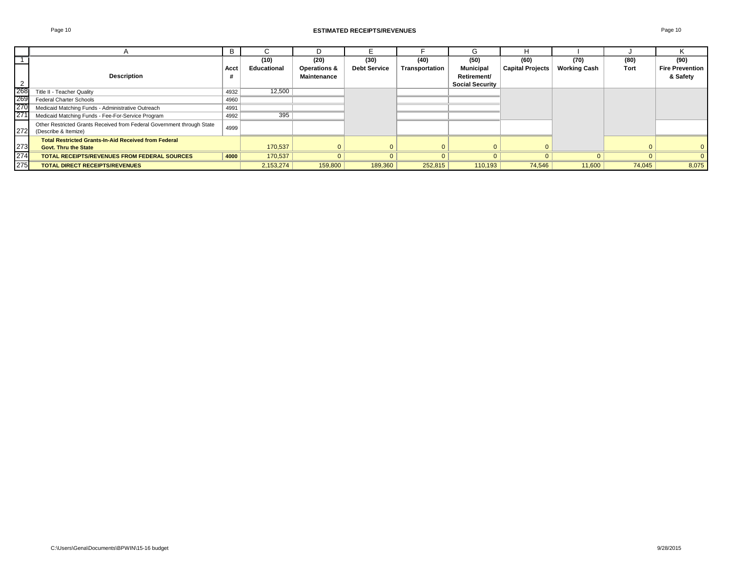# ESTIMATED RECEIPTS/REVENUES

| | A | B | C | D | E | F | G | H | I | J | K |
|---|---|---|---|---|---|---|---|---|---|---|---|
| 1 | Description | Acct # | (10) Educational | (20) Operations & Maintenance | (30) Debt Service | (40) Transportation | (50) Municipal Retirement/ Social Security | (60) Capital Projects | (70) Working Cash | (80) Tort | (90) Fire Prevention & Safety |
| 268 | Title II - Teacher Quality | 4932 | 12,500 | | | | | | | | |
| 269 | Federal Charter Schools | 4960 | | | | | | | | | |
| 270 | Medicaid Matching Funds - Administrative Outreach | 4991 | | | | | | | | | |
| 271 | Medicaid Matching Funds - Fee-For-Service Program | 4992 | 395 | | | | | | | | |
| 272 | Other Restricted Grants Received from Federal Government through State (Describe & Itemize) | 4999 | | | | | | | | | |
| 273 | **Total Restricted Grants-In-Aid Received from Federal Govt. Thru the State** | | 170,537 | 0 | 0 | 0 | 0 | 0 | | 0 | 0 |
| 274 | **TOTAL RECEIPTS/REVENUES FROM FEDERAL SOURCES** | **4000** | 170,537 | 0 | 0 | 0 | 0 | 0 | 0 | 0 | 0 |
| 275 | **TOTAL DIRECT RECEIPTS/REVENUES** | | 2,153,274 | 159,800 | 189,360 | 252,815 | 110,193 | 74,546 | 11,600 | 74,045 | 8,075 |

C:\Users\Gena\Documents\BPWIN\15-16 budget 9/28/2015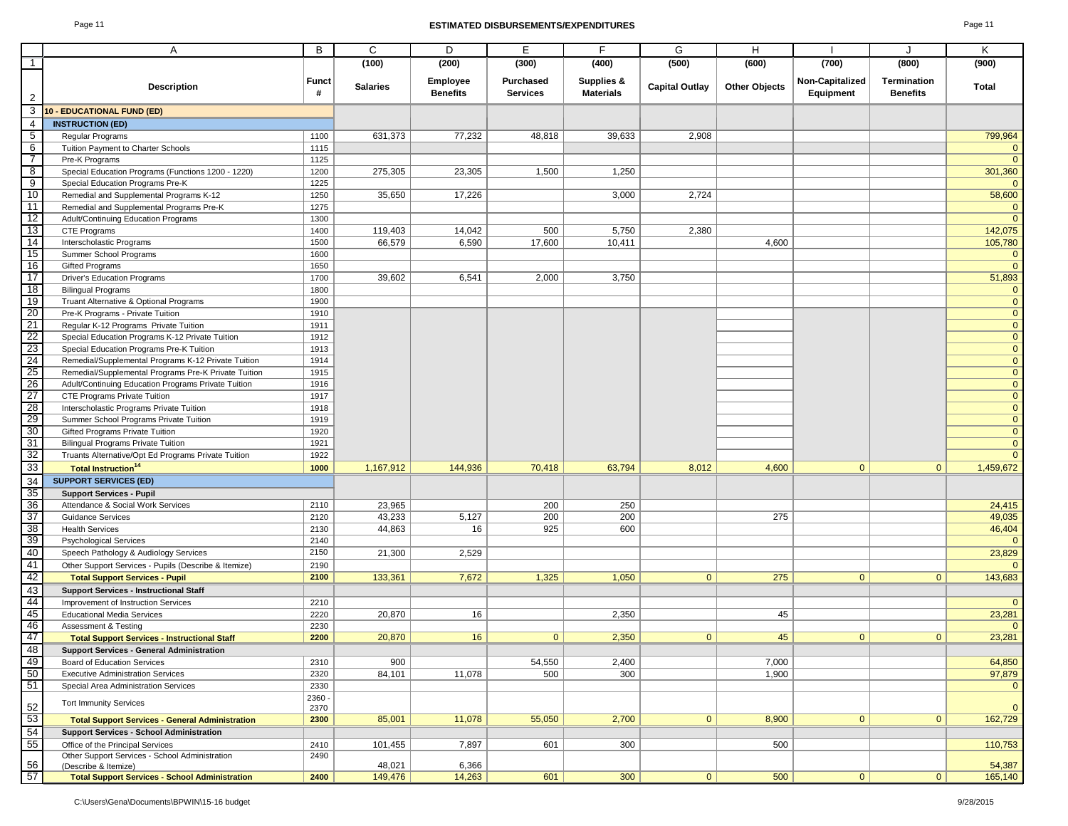# ESTIMATED DISBURSEMENTS/EXPENDITURES

| | A | B | C | D | E | F | G | H | I | J | K |
|---|---|---|---|---|---|---|---|---|---|---|---|
| 1 | | | (100) | (200) | (300) | (400) | (500) | (600) | (700) | (800) | (900) |
| 2 | Description | Funct # | Salaries | Employee Benefits | Purchased Services | Supplies & Materials | Capital Outlay | Other Objects | Non-Capitalized Equipment | Termination Benefits | Total |
| 3 | **10 - EDUCATIONAL FUND (ED)** | | | | | | | | | | |
| 4 | **INSTRUCTION (ED)** | | | | | | | | | | |
| 5 | Regular Programs | 1100 | 631,373 | 77,232 | 48,818 | 39,633 | 2,908 | | | | 799,964 |
| 6 | Tuition Payment to Charter Schools | 1115 | | | | | | | | | 0 |
| 7 | Pre-K Programs | 1125 | | | | | | | | | 0 |
| 8 | Special Education Programs (Functions 1200 - 1220) | 1200 | 275,305 | 23,305 | 1,500 | 1,250 | | | | | 301,360 |
| 9 | Special Education Programs Pre-K | 1225 | | | | | | | | | 0 |
| 10 | Remedial and Supplemental Programs K-12 | 1250 | 35,650 | 17,226 | | 3,000 | 2,724 | | | | 58,600 |
| 11 | Remedial and Supplemental Programs Pre-K | 1275 | | | | | | | | | 0 |
| 12 | Adult/Continuing Education Programs | 1300 | | | | | | | | | 0 |
| 13 | CTE Programs | 1400 | 119,403 | 14,042 | 500 | 5,750 | 2,380 | | | | 142,075 |
| 14 | Interscholastic Programs | 1500 | 66,579 | 6,590 | 17,600 | 10,411 | | 4,600 | | | 105,780 |
| 15 | Summer School Programs | 1600 | | | | | | | | | 0 |
| 16 | Gifted Programs | 1650 | | | | | | | | | 0 |
| 17 | Driver's Education Programs | 1700 | 39,602 | 6,541 | 2,000 | 3,750 | | | | | 51,893 |
| 18 | Bilingual Programs | 1800 | | | | | | | | | 0 |
| 19 | Truant Alternative & Optional Programs | 1900 | | | | | | | | | 0 |
| 20 | Pre-K Programs - Private Tuition | 1910 | | | | | | | | | 0 |
| 21 | Regular K-12 Programs Private Tuition | 1911 | | | | | | | | | 0 |
| 22 | Special Education Programs K-12 Private Tuition | 1912 | | | | | | | | | 0 |
| 23 | Special Education Programs Pre-K Tuition | 1913 | | | | | | | | | 0 |
| 24 | Remedial/Supplemental Programs K-12 Private Tuition | 1914 | | | | | | | | | 0 |
| 25 | Remedial/Supplemental Programs Pre-K Private Tuition | 1915 | | | | | | | | | 0 |
| 26 | Adult/Continuing Education Programs Private Tuition | 1916 | | | | | | | | | 0 |
| 27 | CTE Programs Private Tuition | 1917 | | | | | | | | | 0 |
| 28 | Interscholastic Programs Private Tuition | 1918 | | | | | | | | | 0 |
| 29 | Summer School Programs Private Tuition | 1919 | | | | | | | | | 0 |
| 30 | Gifted Programs Private Tuition | 1920 | | | | | | | | | 0 |
| 31 | Bilingual Programs Private Tuition | 1921 | | | | | | | | | 0 |
| 32 | Truants Alternative/Opt Ed Programs Private Tuition | 1922 | | | | | | | | | 0 |
| 33 | **Total Instruction[14]** | **1000** | 1,167,912 | 144,936 | 70,418 | 63,794 | 8,012 | 4,600 | 0 | 0 | 1,459,672 |
| 34 | **SUPPORT SERVICES (ED)** | | | | | | | | | | |
| 35 | **Support Services - Pupil** | | | | | | | | | | |
| 36 | Attendance & Social Work Services | 2110 | 23,965 | | 200 | 250 | | | | | 24,415 |
| 37 | Guidance Services | 2120 | 43,233 | 5,127 | 200 | 200 | | 275 | | | 49,035 |
| 38 | Health Services | 2130 | 44,863 | 16 | 925 | 600 | | | | | 46,404 |
| 39 | Psychological Services | 2140 | | | | | | | | | 0 |
| 40 | Speech Pathology & Audiology Services | 2150 | 21,300 | 2,529 | | | | | | | 23,829 |
| 41 | Other Support Services - Pupils (Describe & Itemize) | 2190 | | | | | | | | | 0 |
| 42 | **Total Support Services - Pupil** | **2100** | 133,361 | 7,672 | 1,325 | 1,050 | 0 | 275 | 0 | 0 | 143,683 |
| 43 | **Support Services - Instructional Staff** | | | | | | | | | | |
| 44 | Improvement of Instruction Services | 2210 | | | | | | | | | 0 |
| 45 | Educational Media Services | 2220 | 20,870 | 16 | | 2,350 | | 45 | | | 23,281 |
| 46 | Assessment & Testing | 2230 | | | | | | | | | 0 |
| 47 | **Total Support Services - Instructional Staff** | **2200** | 20,870 | 16 | 0 | 2,350 | 0 | 45 | 0 | 0 | 23,281 |
| 48 | **Support Services - General Administration** | | | | | | | | | | |
| 49 | Board of Education Services | 2310 | 900 | | 54,550 | 2,400 | | 7,000 | | | 64,850 |
| 50 | Executive Administration Services | 2320 | 84,101 | 11,078 | 500 | 300 | | 1,900 | | | 97,879 |
| 51 | Special Area Administration Services | 2330 | | | | | | | | | 0 |
| 52 | Tort Immunity Services | 2360 - 2370 | | | | | | | | | 0 |
| 53 | **Total Support Services - General Administration** | **2300** | 85,001 | 11,078 | 55,050 | 2,700 | 0 | 8,900 | 0 | 0 | 162,729 |
| 54 | **Support Services - School Administration** | | | | | | | | | | |
| 55 | Office of the Principal Services | 2410 | 101,455 | 7,897 | 601 | 300 | | 500 | | | 110,753 |
| 56 | Other Support Services - School Administration (Describe & Itemize) | 2490 | 48,021 | 6,366 | | | | | | | 54,387 |
| 57 | **Total Support Services - School Administration** | **2400** | 149,476 | 14,263 | 601 | 300 | 0 | 500 | 0 | 0 | 165,140 |

C:\Users\Gena\Documents\BPWIN\15-16 budget — 9/28/2015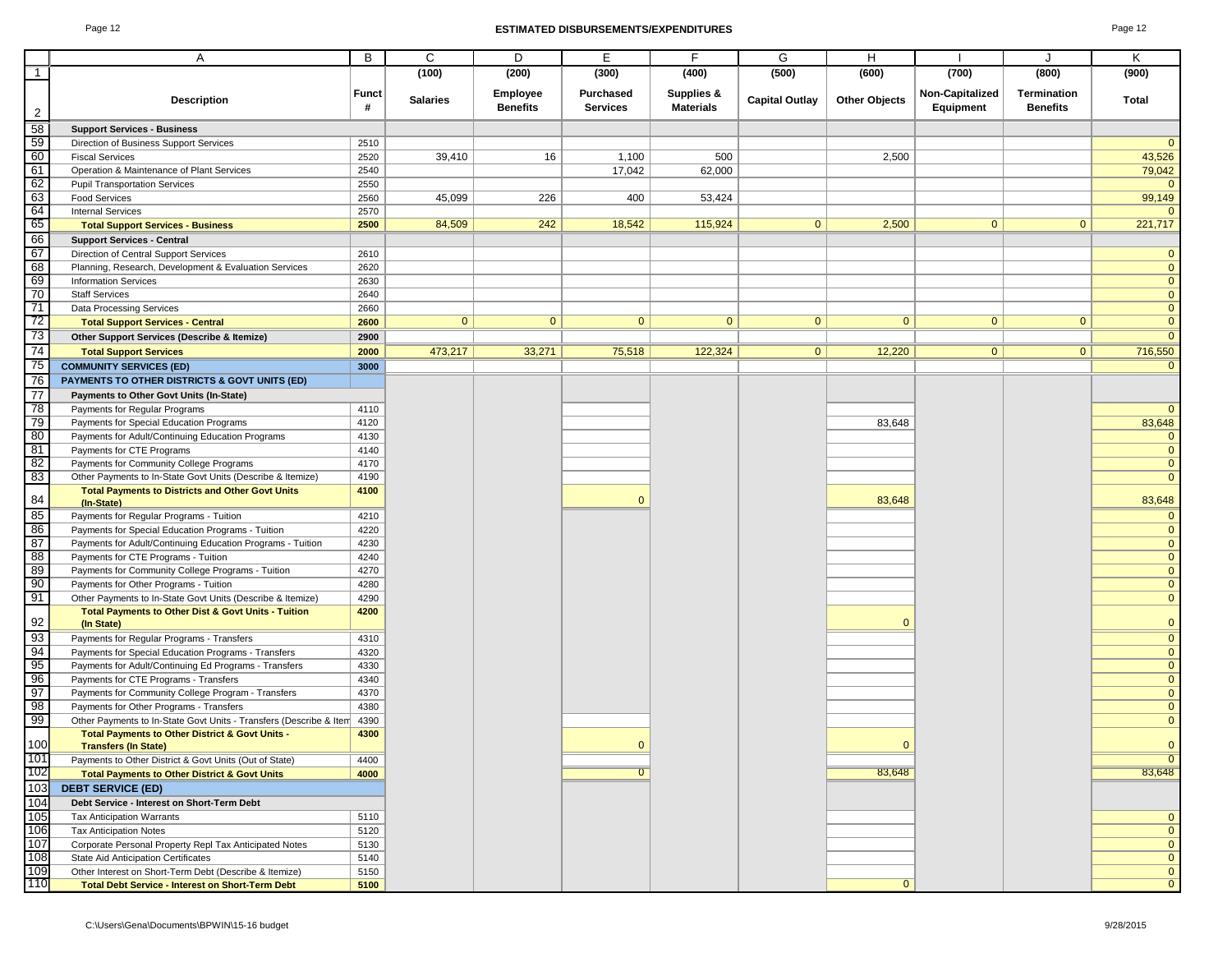# ESTIMATED DISBURSEMENTS/EXPENDITURES

| | A | B | C | D | E | F | G | H | I | J | K |
|---|---|---|---|---|---|---|---|---|---|---|---|
| 1 | | | (100) | (200) | (300) | (400) | (500) | (600) | (700) | (800) | (900) |
| 2 | **Description** | **Funct #** | **Salaries** | **Employee Benefits** | **Purchased Services** | **Supplies & Materials** | **Capital Outlay** | **Other Objects** | **Non-Capitalized Equipment** | **Termination Benefits** | **Total** |
| 58 | **Support Services - Business** | | | | | | | | | | |
| 59 | Direction of Business Support Services | 2510 | | | | | | | | | 0 |
| 60 | Fiscal Services | 2520 | 39,410 | 16 | 1,100 | 500 | | 2,500 | | | 43,526 |
| 61 | Operation & Maintenance of Plant Services | 2540 | | | 17,042 | 62,000 | | | | | 79,042 |
| 62 | Pupil Transportation Services | 2550 | | | | | | | | | 0 |
| 63 | Food Services | 2560 | 45,099 | 226 | 400 | 53,424 | | | | | 99,149 |
| 64 | Internal Services | 2570 | | | | | | | | | 0 |
| 65 | **Total Support Services - Business** | **2500** | 84,509 | 242 | 18,542 | 115,924 | 0 | 2,500 | 0 | 0 | 221,717 |
| 66 | **Support Services - Central** | | | | | | | | | | |
| 67 | Direction of Central Support Services | 2610 | | | | | | | | | 0 |
| 68 | Planning, Research, Development & Evaluation Services | 2620 | | | | | | | | | 0 |
| 69 | Information Services | 2630 | | | | | | | | | 0 |
| 70 | Staff Services | 2640 | | | | | | | | | 0 |
| 71 | Data Processing Services | 2660 | | | | | | | | | 0 |
| 72 | **Total Support Services - Central** | **2600** | 0 | 0 | 0 | 0 | 0 | 0 | 0 | 0 | 0 |
| 73 | **Other Support Services (Describe & Itemize)** | **2900** | | | | | | | | | 0 |
| 74 | **Total Support Services** | **2000** | 473,217 | 33,271 | 75,518 | 122,324 | 0 | 12,220 | 0 | 0 | 716,550 |
| 75 | **COMMUNITY SERVICES (ED)** | **3000** | | | | | | | | | 0 |
| 76 | **PAYMENTS TO OTHER DISTRICTS & GOVT UNITS (ED)** | | | | | | | | | | |
| 77 | **Payments to Other Govt Units (In-State)** | | | | | | | | | | |
| 78 | Payments for Regular Programs | 4110 | | | | | | | | | 0 |
| 79 | Payments for Special Education Programs | 4120 | | | | | | 83,648 | | | 83,648 |
| 80 | Payments for Adult/Continuing Education Programs | 4130 | | | | | | | | | 0 |
| 81 | Payments for CTE Programs | 4140 | | | | | | | | | 0 |
| 82 | Payments for Community College Programs | 4170 | | | | | | | | | 0 |
| 83 | Other Payments to In-State Govt Units (Describe & Itemize) | 4190 | | | | | | | | | 0 |
| 84 | **Total Payments to Districts and Other Govt Units (In-State)** | **4100** | | | 0 | | | 83,648 | | | 83,648 |
| 85 | Payments for Regular Programs - Tuition | 4210 | | | | | | | | | 0 |
| 86 | Payments for Special Education Programs - Tuition | 4220 | | | | | | | | | 0 |
| 87 | Payments for Adult/Continuing Education Programs - Tuition | 4230 | | | | | | | | | 0 |
| 88 | Payments for CTE Programs - Tuition | 4240 | | | | | | | | | 0 |
| 89 | Payments for Community College Programs - Tuition | 4270 | | | | | | | | | 0 |
| 90 | Payments for Other Programs - Tuition | 4280 | | | | | | | | | 0 |
| 91 | Other Payments to In-State Govt Units (Describe & Itemize) | 4290 | | | | | | | | | 0 |
| 92 | **Total Payments to Other Dist & Govt Units - Tuition (In State)** | **4200** | | | | | | 0 | | | 0 |
| 93 | Payments for Regular Programs - Transfers | 4310 | | | | | | | | | 0 |
| 94 | Payments for Special Education Programs - Transfers | 4320 | | | | | | | | | 0 |
| 95 | Payments for Adult/Continuing Ed Programs - Transfers | 4330 | | | | | | | | | 0 |
| 96 | Payments for CTE Programs - Transfers | 4340 | | | | | | | | | 0 |
| 97 | Payments for Community College Program - Transfers | 4370 | | | | | | | | | 0 |
| 98 | Payments for Other Programs - Transfers | 4380 | | | | | | | | | 0 |
| 99 | Other Payments to In-State Govt Units - Transfers (Describe & Item | 4390 | | | | | | | | | 0 |
| 100 | **Total Payments to Other District & Govt Units - Transfers (In State)** | **4300** | | | 0 | | | 0 | | | 0 |
| 101 | Payments to Other District & Govt Units (Out of State) | 4400 | | | | | | | | | 0 |
| 102 | **Total Payments to Other District & Govt Units** | **4000** | | | 0 | | | 83,648 | | | 83,648 |
| 103 | **DEBT SERVICE (ED)** | | | | | | | | | | |
| 104 | **Debt Service - Interest on Short-Term Debt** | | | | | | | | | | |
| 105 | Tax Anticipation Warrants | 5110 | | | | | | | | | 0 |
| 106 | Tax Anticipation Notes | 5120 | | | | | | | | | 0 |
| 107 | Corporate Personal Property Repl Tax Anticipated Notes | 5130 | | | | | | | | | 0 |
| 108 | State Aid Anticipation Certificates | 5140 | | | | | | | | | 0 |
| 109 | Other Interest on Short-Term Debt (Describe & Itemize) | 5150 | | | | | | | | | 0 |
| 110 | **Total Debt Service - Interest on Short-Term Debt** | **5100** | | | | | | 0 | | | 0 |

C:\Users\Gena\Documents\BPWIN\15-16 budget

9/28/2015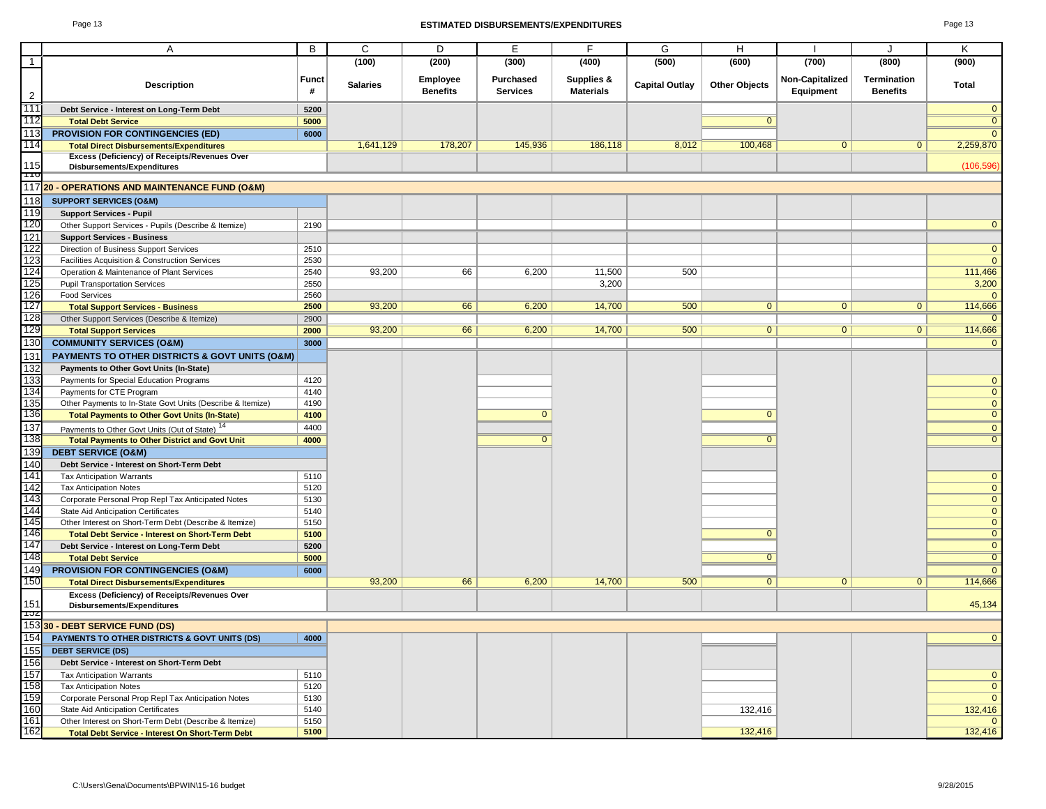## ESTIMATED DISBURSEMENTS/EXPENDITURES

| | A | B | C | D | E | F | G | H | I | J | K |
|---|---|---|---|---|---|---|---|---|---|---|---|
| 1 | | | (100) | (200) | (300) | (400) | (500) | (600) | (700) | (800) | (900) |
| 2 | Description | Funct # | Salaries | Employee Benefits | Purchased Services | Supplies & Materials | Capital Outlay | Other Objects | Non-Capitalized Equipment | Termination Benefits | Total |
| 111 | Debt Service - Interest on Long-Term Debt | 5200 | | | | | | | | | 0 |
| 112 | **Total Debt Service** | 5000 | | | | | | 0 | | | 0 |
| 113 | **PROVISION FOR CONTINGENCIES (ED)** | 6000 | | | | | | | | | 0 |
| 114 | **Total Direct Disbursements/Expenditures** | | 1,641,129 | 178,207 | 145,936 | 186,118 | 8,012 | 100,468 | 0 | 0 | 2,259,870 |
| 115 | Excess (Deficiency) of Receipts/Revenues Over Disbursements/Expenditures | | | | | | | | | | (106,596) |
| 117 | **20 - OPERATIONS AND MAINTENANCE FUND (O&M)** | | | | | | | | | | |
| 118 | **SUPPORT SERVICES (O&M)** | | | | | | | | | | |
| 119 | **Support Services - Pupil** | | | | | | | | | | |
| 120 | Other Support Services - Pupils (Describe & Itemize) | 2190 | | | | | | | | | 0 |
| 121 | **Support Services - Business** | | | | | | | | | | |
| 122 | Direction of Business Support Services | 2510 | | | | | | | | | 0 |
| 123 | Facilities Acquisition & Construction Services | 2530 | | | | | | | | | 0 |
| 124 | Operation & Maintenance of Plant Services | 2540 | 93,200 | 66 | 6,200 | 11,500 | 500 | | | | 111,466 |
| 125 | Pupil Transportation Services | 2550 | | | | 3,200 | | | | | 3,200 |
| 126 | Food Services | 2560 | | | | | | | | | 0 |
| 127 | **Total Support Services - Business** | 2500 | 93,200 | 66 | 6,200 | 14,700 | 500 | 0 | 0 | 0 | 114,666 |
| 128 | Other Support Services (Describe & Itemize) | 2900 | | | | | | | | | 0 |
| 129 | **Total Support Services** | 2000 | 93,200 | 66 | 6,200 | 14,700 | 500 | 0 | 0 | 0 | 114,666 |
| 130 | **COMMUNITY SERVICES (O&M)** | 3000 | | | | | | | | | 0 |
| 131 | **PAYMENTS TO OTHER DISTRICTS & GOVT UNITS (O&M)** | | | | | | | | | | |
| 132 | **Payments to Other Govt Units (In-State)** | | | | | | | | | | |
| 133 | Payments for Special Education Programs | 4120 | | | | | | | | | 0 |
| 134 | Payments for CTE Program | 4140 | | | | | | | | | 0 |
| 135 | Other Payments to In-State Govt Units (Describe & Itemize) | 4190 | | | | | | | | | 0 |
| 136 | **Total Payments to Other Govt Units (In-State)** | 4100 | | | 0 | | | 0 | | | 0 |
| 137 | Payments to Other Govt Units (Out of State) [14] | 4400 | | | | | | | | | 0 |
| 138 | **Total Payments to Other District and Govt Unit** | 4000 | | | 0 | | | 0 | | | 0 |
| 139 | **DEBT SERVICE (O&M)** | | | | | | | | | | |
| 140 | **Debt Service - Interest on Short-Term Debt** | | | | | | | | | | |
| 141 | Tax Anticipation Warrants | 5110 | | | | | | | | | 0 |
| 142 | Tax Anticipation Notes | 5120 | | | | | | | | | 0 |
| 143 | Corporate Personal Prop Repl Tax Anticipated Notes | 5130 | | | | | | | | | 0 |
| 144 | State Aid Anticipation Certificates | 5140 | | | | | | | | | 0 |
| 145 | Other Interest on Short-Term Debt (Describe & Itemize) | 5150 | | | | | | | | | 0 |
| 146 | **Total Debt Service - Interest on Short-Term Debt** | 5100 | | | | | | 0 | | | 0 |
| 147 | **Debt Service - Interest on Long-Term Debt** | 5200 | | | | | | | | | 0 |
| 148 | **Total Debt Service** | 5000 | | | | | | 0 | | | 0 |
| 149 | **PROVISION FOR CONTINGENCIES (O&M)** | 6000 | | | | | | | | | 0 |
| 150 | **Total Direct Disbursements/Expenditures** | | 93,200 | 66 | 6,200 | 14,700 | 500 | 0 | 0 | 0 | 114,666 |
| 151 | Excess (Deficiency) of Receipts/Revenues Over Disbursements/Expenditures | | | | | | | | | | 45,134 |
| 153 | **30 - DEBT SERVICE FUND (DS)** | | | | | | | | | | |
| 154 | **PAYMENTS TO OTHER DISTRICTS & GOVT UNITS (DS)** | 4000 | | | | | | | | | 0 |
| 155 | **DEBT SERVICE (DS)** | | | | | | | | | | |
| 156 | **Debt Service - Interest on Short-Term Debt** | | | | | | | | | | |
| 157 | Tax Anticipation Warrants | 5110 | | | | | | | | | 0 |
| 158 | Tax Anticipation Notes | 5120 | | | | | | | | | 0 |
| 159 | Corporate Personal Prop Repl Tax Anticipation Notes | 5130 | | | | | | | | | 0 |
| 160 | State Aid Anticipation Certificates | 5140 | | | | | | 132,416 | | | 132,416 |
| 161 | Other Interest on Short-Term Debt (Describe & Itemize) | 5150 | | | | | | | | | 0 |
| 162 | **Total Debt Service - Interest On Short-Term Debt** | 5100 | | | | | | 132,416 | | | 132,416 |

C:\Users\Gena\Documents\BPWIN\15-16 budget 9/28/2015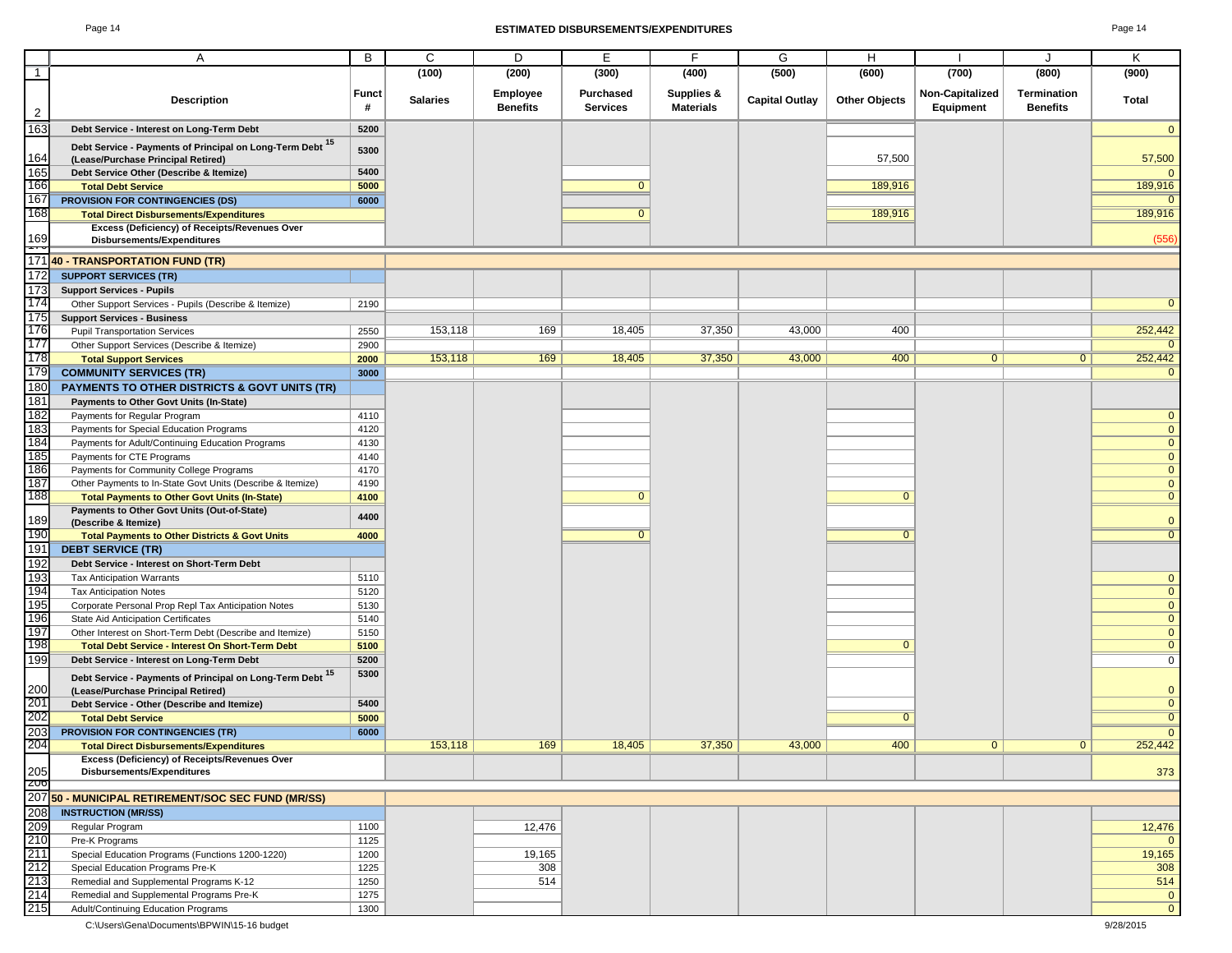## ESTIMATED DISBURSEMENTS/EXPENDITURES

| | A | B | C | D | E | F | G | H | I | J | K |
|---|---|---|---|---|---|---|---|---|---|---|---|
| 1 | | | (100) | (200) | (300) | (400) | (500) | (600) | (700) | (800) | (900) |
| 2 | Description | Funct # | Salaries | Employee Benefits | Purchased Services | Supplies & Materials | Capital Outlay | Other Objects | Non-Capitalized Equipment | Termination Benefits | Total |
| 163 | Debt Service - Interest on Long-Term Debt | 5200 | | | | | | | | | 0 |
| 164 | Debt Service - Payments of Principal on Long-Term Debt [15] (Lease/Purchase Principal Retired) | 5300 | | | | | | 57,500 | | | 57,500 |
| 165 | Debt Service Other (Describe & Itemize) | 5400 | | | | | | | | | 0 |
| 166 | Total Debt Service | 5000 | | | 0 | | | 189,916 | | | 189,916 |
| 167 | PROVISION FOR CONTINGENCIES (DS) | 6000 | | | | | | | | | 0 |
| 168 | Total Direct Disbursements/Expenditures | | | | 0 | | | 189,916 | | | 189,916 |
| 169 | Excess (Deficiency) of Receipts/Revenues Over Disbursements/Expenditures | | | | | | | | | | (556) |
| 171 | 40 - TRANSPORTATION FUND (TR) | | | | | | | | | | |
| 172 | SUPPORT SERVICES (TR) | | | | | | | | | | |
| 173 | Support Services - Pupils | | | | | | | | | | |
| 174 | Other Support Services - Pupils (Describe & Itemize) | 2190 | | | | | | | | | 0 |
| 175 | Support Services - Business | | | | | | | | | | |
| 176 | Pupil Transportation Services | 2550 | 153,118 | 169 | 18,405 | 37,350 | 43,000 | 400 | | | 252,442 |
| 177 | Other Support Services (Describe & Itemize) | 2900 | | | | | | | | | 0 |
| 178 | Total Support Services | 2000 | 153,118 | 169 | 18,405 | 37,350 | 43,000 | 400 | 0 | 0 | 252,442 |
| 179 | COMMUNITY SERVICES (TR) | 3000 | | | | | | | | | 0 |
| 180 | PAYMENTS TO OTHER DISTRICTS & GOVT UNITS (TR) | | | | | | | | | | |
| 181 | Payments to Other Govt Units (In-State) | | | | | | | | | | |
| 182 | Payments for Regular Program | 4110 | | | | | | | | | 0 |
| 183 | Payments for Special Education Programs | 4120 | | | | | | | | | 0 |
| 184 | Payments for Adult/Continuing Education Programs | 4130 | | | | | | | | | 0 |
| 185 | Payments for CTE Programs | 4140 | | | | | | | | | 0 |
| 186 | Payments for Community College Programs | 4170 | | | | | | | | | 0 |
| 187 | Other Payments to In-State Govt Units (Describe & Itemize) | 4190 | | | | | | | | | 0 |
| 188 | Total Payments to Other Govt Units (In-State) | 4100 | | | 0 | | | 0 | | | 0 |
| 189 | Payments to Other Govt Units (Out-of-State) (Describe & Itemize) | 4400 | | | | | | | | | 0 |
| 190 | Total Payments to Other Districts & Govt Units | 4000 | | | 0 | | | 0 | | | 0 |
| 191 | DEBT SERVICE (TR) | | | | | | | | | | |
| 192 | Debt Service - Interest on Short-Term Debt | | | | | | | | | | |
| 193 | Tax Anticipation Warrants | 5110 | | | | | | | | | 0 |
| 194 | Tax Anticipation Notes | 5120 | | | | | | | | | 0 |
| 195 | Corporate Personal Prop Repl Tax Anticipation Notes | 5130 | | | | | | | | | 0 |
| 196 | State Aid Anticipation Certificates | 5140 | | | | | | | | | 0 |
| 197 | Other Interest on Short-Term Debt (Describe and Itemize) | 5150 | | | | | | | | | 0 |
| 198 | Total Debt Service - Interest On Short-Term Debt | 5100 | | | | | | 0 | | | 0 |
| 199 | Debt Service - Interest on Long-Term Debt | 5200 | | | | | | | | | 0 |
| 200 | Debt Service - Payments of Principal on Long-Term Debt [15] (Lease/Purchase Principal Retired) | 5300 | | | | | | | | | 0 |
| 201 | Debt Service - Other (Describe and Itemize) | 5400 | | | | | | | | | 0 |
| 202 | Total Debt Service | 5000 | | | | | | 0 | | | 0 |
| 203 | PROVISION FOR CONTINGENCIES (TR) | 6000 | | | | | | | | | 0 |
| 204 | Total Direct Disbursements/Expenditures | | 153,118 | 169 | 18,405 | 37,350 | 43,000 | 400 | 0 | 0 | 252,442 |
| 205 | Excess (Deficiency) of Receipts/Revenues Over Disbursements/Expenditures | | | | | | | | | | 373 |
| 207 | 50 - MUNICIPAL RETIREMENT/SOC SEC FUND (MR/SS) | | | | | | | | | | |
| 208 | INSTRUCTION (MR/SS) | | | | | | | | | | |
| 209 | Regular Program | 1100 | | 12,476 | | | | | | | 12,476 |
| 210 | Pre-K Programs | 1125 | | | | | | | | | 0 |
| 211 | Special Education Programs (Functions 1200-1220) | 1200 | | 19,165 | | | | | | | 19,165 |
| 212 | Special Education Programs Pre-K | 1225 | | 308 | | | | | | | 308 |
| 213 | Remedial and Supplemental Programs K-12 | 1250 | | 514 | | | | | | | 514 |
| 214 | Remedial and Supplemental Programs Pre-K | 1275 | | | | | | | | | 0 |
| 215 | Adult/Continuing Education Programs | 1300 | | | | | | | | | 0 |

C:\Users\Gena\Documents\BPWIN\15-16 budget

9/28/2015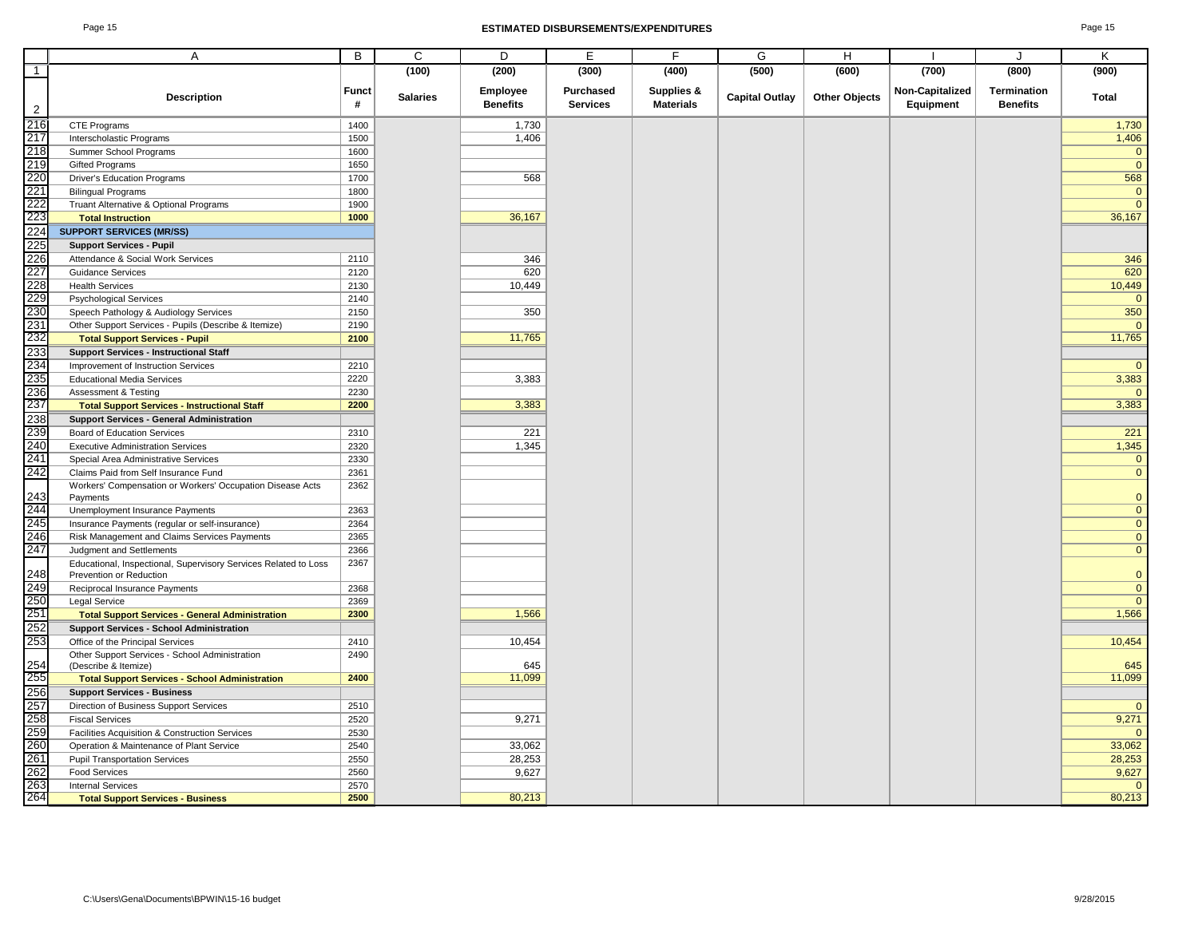# ESTIMATED DISBURSEMENTS/EXPENDITURES

| | A | B | C | D | E | F | G | H | I | J | K |
|---|---|---|---|---|---|---|---|---|---|---|---|
| 1 | | | (100) | (200) | (300) | (400) | (500) | (600) | (700) | (800) | (900) |
| 2 | Description | Funct # | Salaries | Employee Benefits | Purchased Services | Supplies & Materials | Capital Outlay | Other Objects | Non-Capitalized Equipment | Termination Benefits | Total |
| 216 | CTE Programs | 1400 | | 1,730 | | | | | | | 1,730 |
| 217 | Interscholastic Programs | 1500 | | 1,406 | | | | | | | 1,406 |
| 218 | Summer School Programs | 1600 | | | | | | | | | 0 |
| 219 | Gifted Programs | 1650 | | | | | | | | | 0 |
| 220 | Driver's Education Programs | 1700 | | 568 | | | | | | | 568 |
| 221 | Bilingual Programs | 1800 | | | | | | | | | 0 |
| 222 | Truant Alternative & Optional Programs | 1900 | | | | | | | | | 0 |
| 223 | **Total Instruction** | **1000** | | 36,167 | | | | | | | 36,167 |
| 224 | **SUPPORT SERVICES (MR/SS)** | | | | | | | | | | |
| 225 | **Support Services - Pupil** | | | | | | | | | | |
| 226 | Attendance & Social Work Services | 2110 | | 346 | | | | | | | 346 |
| 227 | Guidance Services | 2120 | | 620 | | | | | | | 620 |
| 228 | Health Services | 2130 | | 10,449 | | | | | | | 10,449 |
| 229 | Psychological Services | 2140 | | | | | | | | | 0 |
| 230 | Speech Pathology & Audiology Services | 2150 | | 350 | | | | | | | 350 |
| 231 | Other Support Services - Pupils (Describe & Itemize) | 2190 | | | | | | | | | 0 |
| 232 | **Total Support Services - Pupil** | **2100** | | 11,765 | | | | | | | 11,765 |
| 233 | **Support Services - Instructional Staff** | | | | | | | | | | |
| 234 | Improvement of Instruction Services | 2210 | | | | | | | | | 0 |
| 235 | Educational Media Services | 2220 | | 3,383 | | | | | | | 3,383 |
| 236 | Assessment & Testing | 2230 | | | | | | | | | 0 |
| 237 | **Total Support Services - Instructional Staff** | **2200** | | 3,383 | | | | | | | 3,383 |
| 238 | **Support Services - General Administration** | | | | | | | | | | |
| 239 | Board of Education Services | 2310 | | 221 | | | | | | | 221 |
| 240 | Executive Administration Services | 2320 | | 1,345 | | | | | | | 1,345 |
| 241 | Special Area Administrative Services | 2330 | | | | | | | | | 0 |
| 242 | Claims Paid from Self Insurance Fund | 2361 | | | | | | | | | 0 |
| 243 | Workers' Compensation or Workers' Occupation Disease Acts Payments | 2362 | | | | | | | | | 0 |
| 244 | Unemployment Insurance Payments | 2363 | | | | | | | | | 0 |
| 245 | Insurance Payments (regular or self-insurance) | 2364 | | | | | | | | | 0 |
| 246 | Risk Management and Claims Services Payments | 2365 | | | | | | | | | 0 |
| 247 | Judgment and Settlements | 2366 | | | | | | | | | 0 |
| 248 | Educational, Inspectional, Supervisory Services Related to Loss Prevention or Reduction | 2367 | | | | | | | | | 0 |
| 249 | Reciprocal Insurance Payments | 2368 | | | | | | | | | 0 |
| 250 | Legal Service | 2369 | | | | | | | | | 0 |
| 251 | **Total Support Services - General Administration** | **2300** | | 1,566 | | | | | | | 1,566 |
| 252 | **Support Services - School Administration** | | | | | | | | | | |
| 253 | Office of the Principal Services | 2410 | | 10,454 | | | | | | | 10,454 |
| 254 | Other Support Services - School Administration (Describe & Itemize) | 2490 | | 645 | | | | | | | 645 |
| 255 | **Total Support Services - School Administration** | **2400** | | 11,099 | | | | | | | 11,099 |
| 256 | **Support Services - Business** | | | | | | | | | | |
| 257 | Direction of Business Support Services | 2510 | | | | | | | | | 0 |
| 258 | Fiscal Services | 2520 | | 9,271 | | | | | | | 9,271 |
| 259 | Facilities Acquisition & Construction Services | 2530 | | | | | | | | | 0 |
| 260 | Operation & Maintenance of Plant Service | 2540 | | 33,062 | | | | | | | 33,062 |
| 261 | Pupil Transportation Services | 2550 | | 28,253 | | | | | | | 28,253 |
| 262 | Food Services | 2560 | | 9,627 | | | | | | | 9,627 |
| 263 | Internal Services | 2570 | | | | | | | | | 0 |
| 264 | **Total Support Services - Business** | **2500** | | 80,213 | | | | | | | 80,213 |

C:\Users\Gena\Documents\BPWIN\15-16 budget 9/28/2015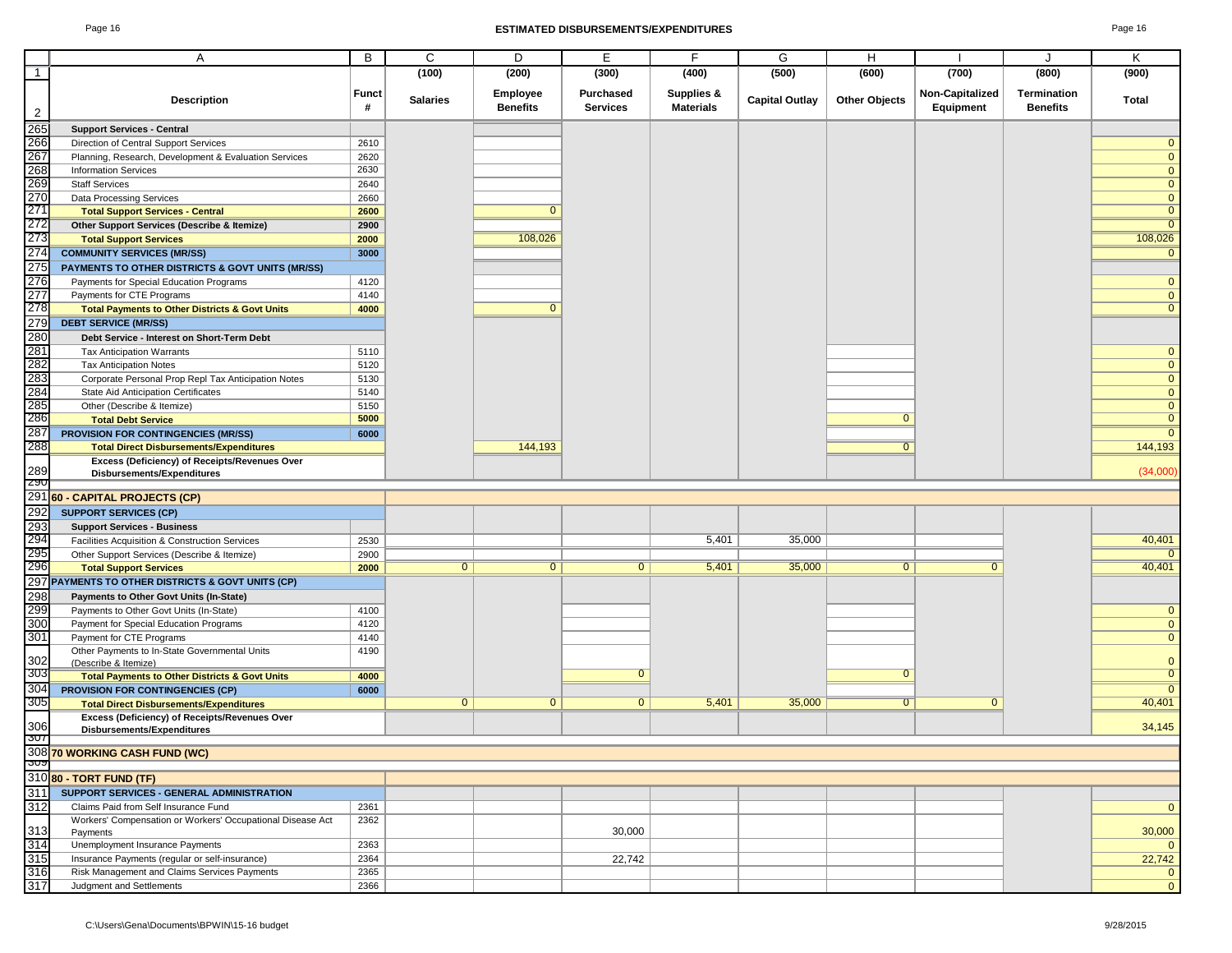# ESTIMATED DISBURSEMENTS/EXPENDITURES

| | A | B | C | D | E | F | G | H | I | J | K |
|---|---|---|---|---|---|---|---|---|---|---|---|
| 1 | | | (100) | (200) | (300) | (400) | (500) | (600) | (700) | (800) | (900) |
| 2 | Description | Funct # | Salaries | Employee Benefits | Purchased Services | Supplies & Materials | Capital Outlay | Other Objects | Non-Capitalized Equipment | Termination Benefits | Total |
| 265 | **Support Services - Central** | | | | | | | | | | |
| 266 | Direction of Central Support Services | 2610 | | | | | | | | | 0 |
| 267 | Planning, Research, Development & Evaluation Services | 2620 | | | | | | | | | 0 |
| 268 | Information Services | 2630 | | | | | | | | | 0 |
| 269 | Staff Services | 2640 | | | | | | | | | 0 |
| 270 | Data Processing Services | 2660 | | | | | | | | | 0 |
| 271 | **Total Support Services - Central** | **2600** | | 0 | | | | | | | 0 |
| 272 | **Other Support Services (Describe & Itemize)** | **2900** | | | | | | | | | 0 |
| 273 | **Total Support Services** | **2000** | | 108,026 | | | | | | | 108,026 |
| 274 | **COMMUNITY SERVICES (MR/SS)** | **3000** | | | | | | | | | 0 |
| 275 | **PAYMENTS TO OTHER DISTRICTS & GOVT UNITS (MR/SS)** | | | | | | | | | | |
| 276 | Payments for Special Education Programs | 4120 | | | | | | | | | 0 |
| 277 | Payments for CTE Programs | 4140 | | | | | | | | | 0 |
| 278 | **Total Payments to Other Districts & Govt Units** | **4000** | | 0 | | | | | | | 0 |
| 279 | **DEBT SERVICE (MR/SS)** | | | | | | | | | | |
| 280 | **Debt Service - Interest on Short-Term Debt** | | | | | | | | | | |
| 281 | Tax Anticipation Warrants | 5110 | | | | | | | | | 0 |
| 282 | Tax Anticipation Notes | 5120 | | | | | | | | | 0 |
| 283 | Corporate Personal Prop Repl Tax Anticipation Notes | 5130 | | | | | | | | | 0 |
| 284 | State Aid Anticipation Certificates | 5140 | | | | | | | | | 0 |
| 285 | Other (Describe & Itemize) | 5150 | | | | | | | | | 0 |
| 286 | **Total Debt Service** | **5000** | | | | | | 0 | | | 0 |
| 287 | **PROVISION FOR CONTINGENCIES (MR/SS)** | **6000** | | | | | | | | | 0 |
| 288 | **Total Direct Disbursements/Expenditures** | | | 144,193 | | | | 0 | | | 144,193 |
| 289 | **Excess (Deficiency) of Receipts/Revenues Over Disbursements/Expenditures** | | | | | | | | | | (34,000) |
| 291 | **60 - CAPITAL PROJECTS (CP)** | | | | | | | | | | |
| 292 | **SUPPORT SERVICES (CP)** | | | | | | | | | | |
| 293 | **Support Services - Business** | | | | | | | | | | |
| 294 | Facilities Acquisition & Construction Services | 2530 | | | | 5,401 | 35,000 | | | | 40,401 |
| 295 | Other Support Services (Describe & Itemize) | 2900 | | | | | | | | | 0 |
| 296 | **Total Support Services** | **2000** | 0 | 0 | 0 | 5,401 | 35,000 | 0 | 0 | | 40,401 |
| 297 | **PAYMENTS TO OTHER DISTRICTS & GOVT UNITS (CP)** | | | | | | | | | | |
| 298 | **Payments to Other Govt Units (In-State)** | | | | | | | | | | |
| 299 | Payments to Other Govt Units (In-State) | 4100 | | | | | | | | | 0 |
| 300 | Payment for Special Education Programs | 4120 | | | | | | | | | 0 |
| 301 | Payment for CTE Programs | 4140 | | | | | | | | | 0 |
| 302 | Other Payments to In-State Governmental Units (Describe & Itemize) | 4190 | | | | | | | | | 0 |
| 303 | **Total Payments to Other Districts & Govt Units** | **4000** | | | 0 | | | 0 | | | 0 |
| 304 | **PROVISION FOR CONTINGENCIES (CP)** | **6000** | | | | | | | | | 0 |
| 305 | **Total Direct Disbursements/Expenditures** | | 0 | 0 | 0 | 5,401 | 35,000 | 0 | 0 | | 40,401 |
| 306 | **Excess (Deficiency) of Receipts/Revenues Over Disbursements/Expenditures** | | | | | | | | | | 34,145 |
| 308 | **70 WORKING CASH FUND (WC)** | | | | | | | | | | |
| 310 | **80 - TORT FUND (TF)** | | | | | | | | | | |
| 311 | **SUPPORT SERVICES - GENERAL ADMINISTRATION** | | | | | | | | | | |
| 312 | Claims Paid from Self Insurance Fund | 2361 | | | | | | | | | 0 |
| 313 | Workers' Compensation or Workers' Occupational Disease Act Payments | 2362 | | | 30,000 | | | | | | 30,000 |
| 314 | Unemployment Insurance Payments | 2363 | | | | | | | | | 0 |
| 315 | Insurance Payments (regular or self-insurance) | 2364 | | | 22,742 | | | | | | 22,742 |
| 316 | Risk Management and Claims Services Payments | 2365 | | | | | | | | | 0 |
| 317 | Judgment and Settlements | 2366 | | | | | | | | | 0 |

C:\Users\Gena\Documents\BPWIN\15-16 budget — 9/28/2015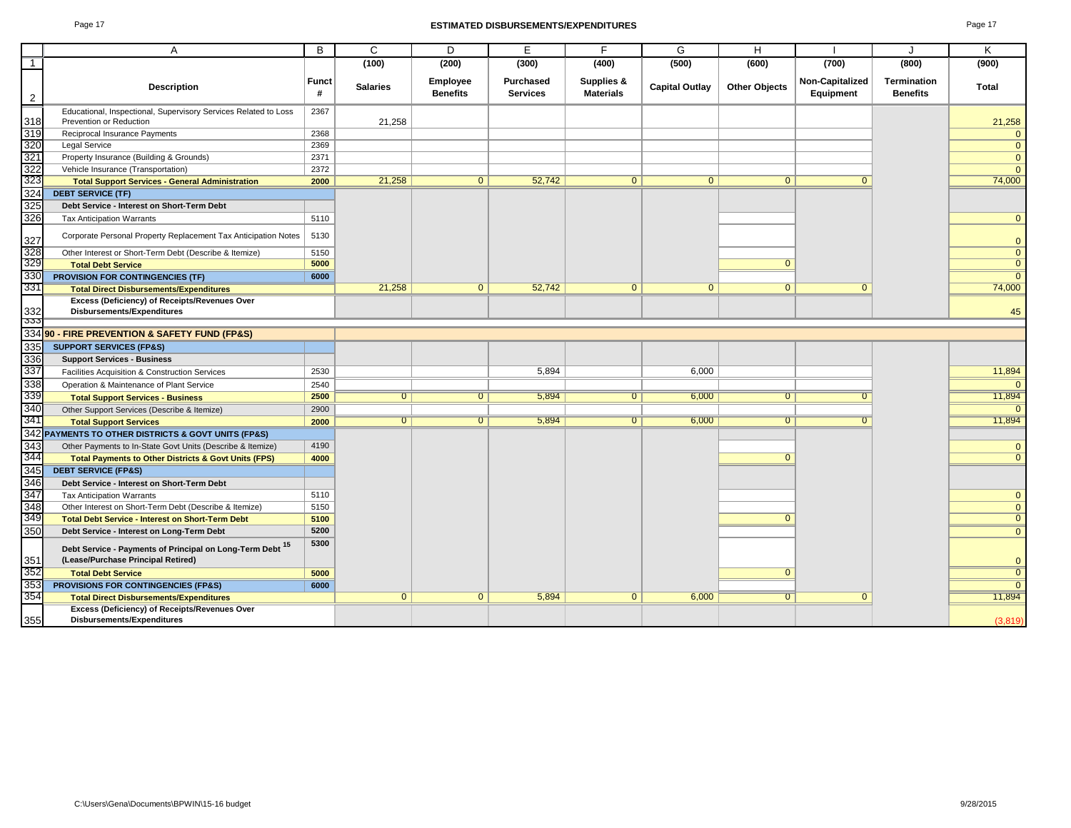# ESTIMATED DISBURSEMENTS/EXPENDITURES

| | A | B | C | D | E | F | G | H | I | J | K |
|---|---|---|---|---|---|---|---|---|---|---|---|
| 1 | | | (100) | (200) | (300) | (400) | (500) | (600) | (700) | (800) | (900) |
| 2 | Description | Funct # | Salaries | Employee Benefits | Purchased Services | Supplies & Materials | Capital Outlay | Other Objects | Non-Capitalized Equipment | Termination Benefits | Total |
| 318 | Educational, Inspectional, Supervisory Services Related to Loss Prevention or Reduction | 2367 | 21,258 | | | | | | | | 21,258 |
| 319 | Reciprocal Insurance Payments | 2368 | | | | | | | | | 0 |
| 320 | Legal Service | 2369 | | | | | | | | | 0 |
| 321 | Property Insurance (Building & Grounds) | 2371 | | | | | | | | | 0 |
| 322 | Vehicle Insurance (Transportation) | 2372 | | | | | | | | | 0 |
| 323 | **Total Support Services - General Administration** | 2000 | 21,258 | 0 | 52,742 | 0 | 0 | 0 | 0 | | 74,000 |
| 324 | **DEBT SERVICE (TF)** | | | | | | | | | | |
| 325 | **Debt Service - Interest on Short-Term Debt** | | | | | | | | | | |
| 326 | Tax Anticipation Warrants | 5110 | | | | | | | | | 0 |
| 327 | Corporate Personal Property Replacement Tax Anticipation Notes | 5130 | | | | | | | | | 0 |
| 328 | Other Interest or Short-Term Debt (Describe & Itemize) | 5150 | | | | | | | | | 0 |
| 329 | **Total Debt Service** | 5000 | | | | | | 0 | | | 0 |
| 330 | **PROVISION FOR CONTINGENCIES (TF)** | 6000 | | | | | | | | | 0 |
| 331 | **Total Direct Disbursements/Expenditures** | | 21,258 | 0 | 52,742 | 0 | 0 | 0 | 0 | | 74,000 |
| 332 | **Excess (Deficiency) of Receipts/Revenues Over Disbursements/Expenditures** | | | | | | | | | | 45 |
| 333 | | | | | | | | | | | |
| 334 | **90 - FIRE PREVENTION & SAFETY FUND (FP&S)** | | | | | | | | | | |
| 335 | **SUPPORT SERVICES (FP&S)** | | | | | | | | | | |
| 336 | **Support Services - Business** | | | | | | | | | | |
| 337 | Facilities Acquisition & Construction Services | 2530 | | | 5,894 | | 6,000 | | | | 11,894 |
| 338 | Operation & Maintenance of Plant Service | 2540 | | | | | | | | | 0 |
| 339 | **Total Support Services - Business** | 2500 | 0 | 0 | 5,894 | 0 | 6,000 | 0 | 0 | | 11,894 |
| 340 | Other Support Services (Describe & Itemize) | 2900 | | | | | | | | | 0 |
| 341 | **Total Support Services** | 2000 | 0 | 0 | 5,894 | 0 | 6,000 | 0 | 0 | | 11,894 |
| 342 | **PAYMENTS TO OTHER DISTRICTS & GOVT UNITS (FP&S)** | | | | | | | | | | |
| 343 | Other Payments to In-State Govt Units (Describe & Itemize) | 4190 | | | | | | | | | 0 |
| 344 | **Total Payments to Other Districts & Govt Units (FPS)** | 4000 | | | | | | 0 | | | 0 |
| 345 | **DEBT SERVICE (FP&S)** | | | | | | | | | | |
| 346 | **Debt Service - Interest on Short-Term Debt** | | | | | | | | | | |
| 347 | Tax Anticipation Warrants | 5110 | | | | | | | | | 0 |
| 348 | Other Interest on Short-Term Debt (Describe & Itemize) | 5150 | | | | | | | | | 0 |
| 349 | **Total Debt Service - Interest on Short-Term Debt** | 5100 | | | | | | 0 | | | 0 |
| 350 | **Debt Service - Interest on Long-Term Debt** | 5200 | | | | | | | | | 0 |
| 351 | **Debt Service - Payments of Principal on Long-Term Debt [15] (Lease/Purchase Principal Retired)** | 5300 | | | | | | | | | 0 |
| 352 | **Total Debt Service** | 5000 | | | | | | 0 | | | 0 |
| 353 | **PROVISIONS FOR CONTINGENCIES (FP&S)** | 6000 | | | | | | | | | 0 |
| 354 | **Total Direct Disbursements/Expenditures** | | 0 | 0 | 5,894 | 0 | 6,000 | 0 | 0 | | 11,894 |
| 355 | **Excess (Deficiency) of Receipts/Revenues Over Disbursements/Expenditures** | | | | | | | | | | (3,819) |

C:\Users\Gena\Documents\BPWIN\15-16 budget

9/28/2015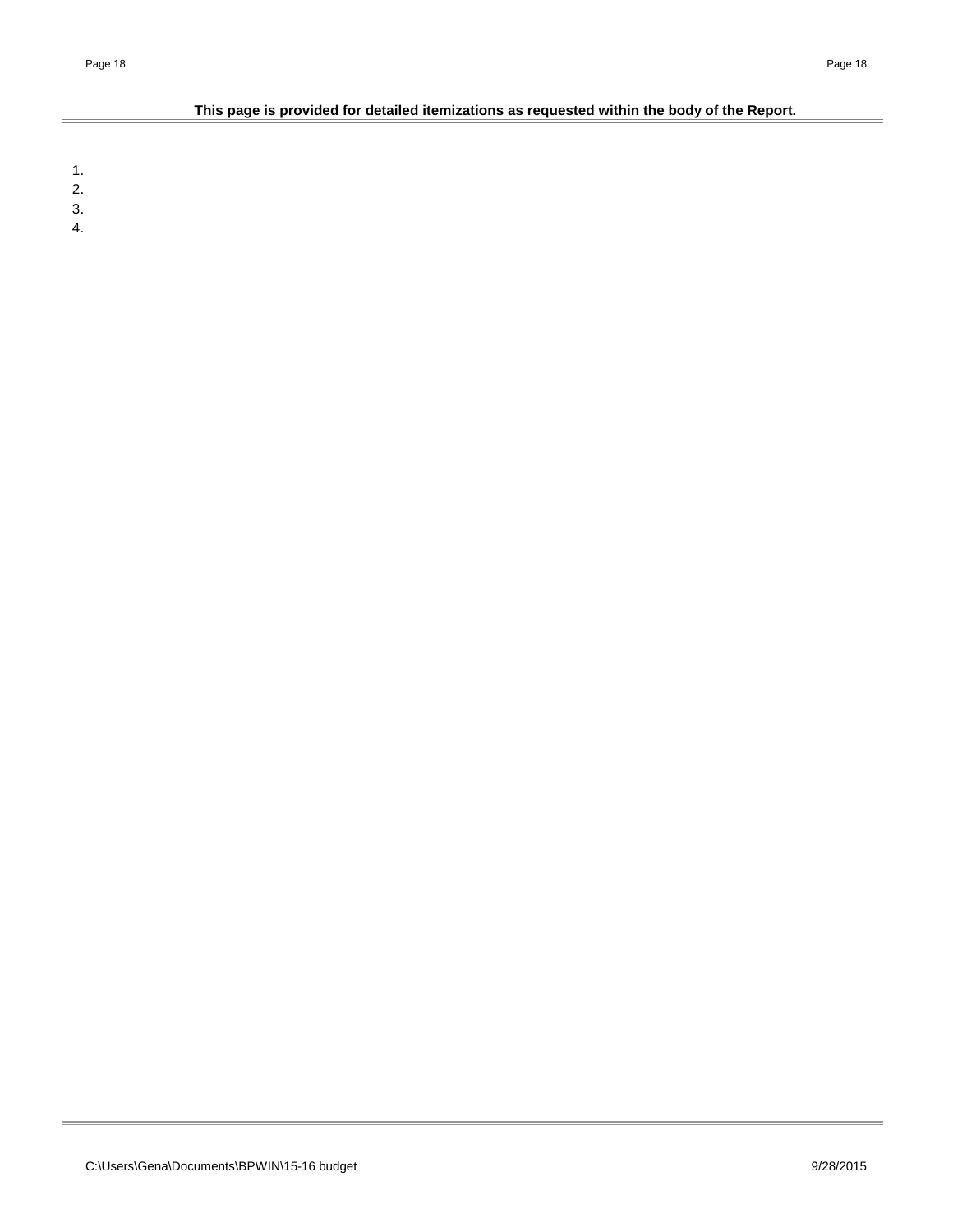**This page is provided for detailed itemizations as requested within the body of the Report.**

1.
2.
3.
4.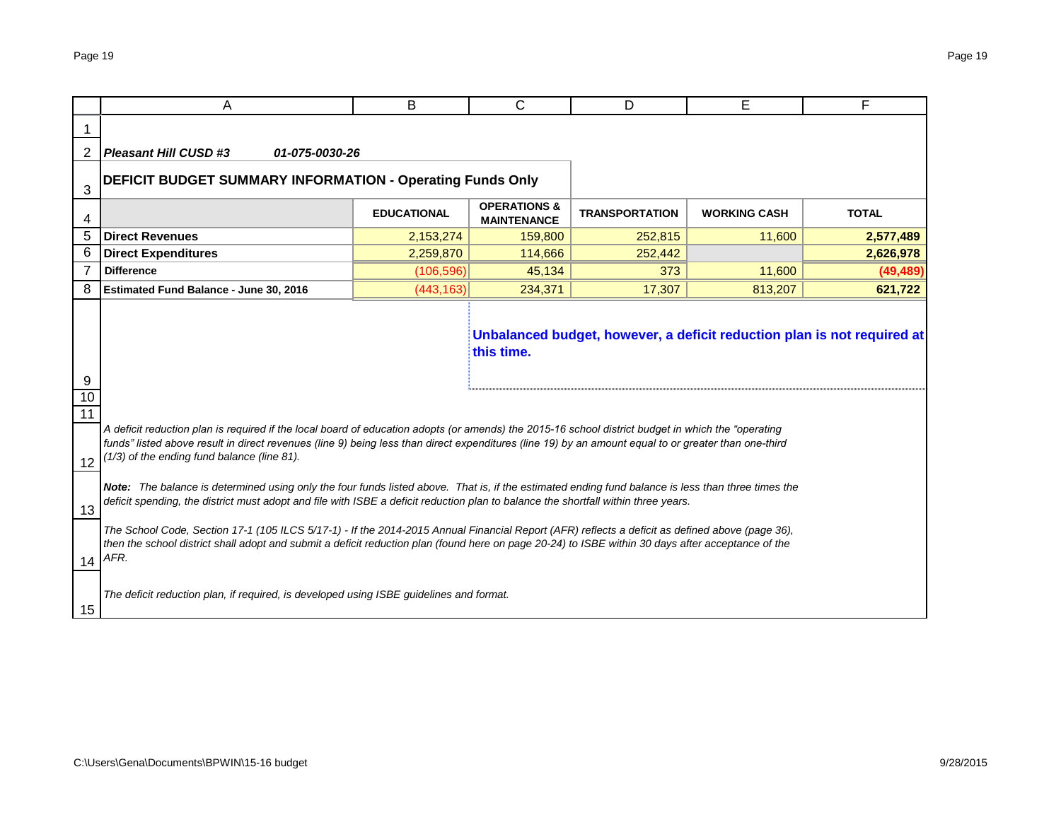***Pleasant Hill CUSD #3*** ***01-075-0030-26***

## DEFICIT BUDGET SUMMARY INFORMATION - Operating Funds Only

| | EDUCATIONAL | OPERATIONS & MAINTENANCE | TRANSPORTATION | WORKING CASH | TOTAL |
|---|---|---|---|---|---|
| **Direct Revenues** | 2,153,274 | 159,800 | 252,815 | 11,600 | **2,577,489** |
| **Direct Expenditures** | 2,259,870 | 114,666 | 252,442 | | **2,626,978** |
| **Difference** | (106,596) | 45,134 | 373 | 11,600 | **(49,489)** |
| **Estimated Fund Balance - June 30, 2016** | (443,163) | 234,371 | 17,307 | 813,207 | **621,722** |

**Unbalanced budget, however, a deficit reduction plan is not required at this time.**

*A deficit reduction plan is required if the local board of education adopts (or amends) the 2015-16 school district budget in which the "operating funds" listed above result in direct revenues (line 9) being less than direct expenditures (line 19) by an amount equal to or greater than one-third (1/3) of the ending fund balance (line 81).*

***Note:*** *The balance is determined using only the four funds listed above. That is, if the estimated ending fund balance is less than three times the deficit spending, the district must adopt and file with ISBE a deficit reduction plan to balance the shortfall within three years.*

*The School Code, Section 17-1 (105 ILCS 5/17-1) - If the 2014-2015 Annual Financial Report (AFR) reflects a deficit as defined above (page 36), then the school district shall adopt and submit a deficit reduction plan (found here on page 20-24) to ISBE within 30 days after acceptance of the AFR.*

*The deficit reduction plan, if required, is developed using ISBE guidelines and format.*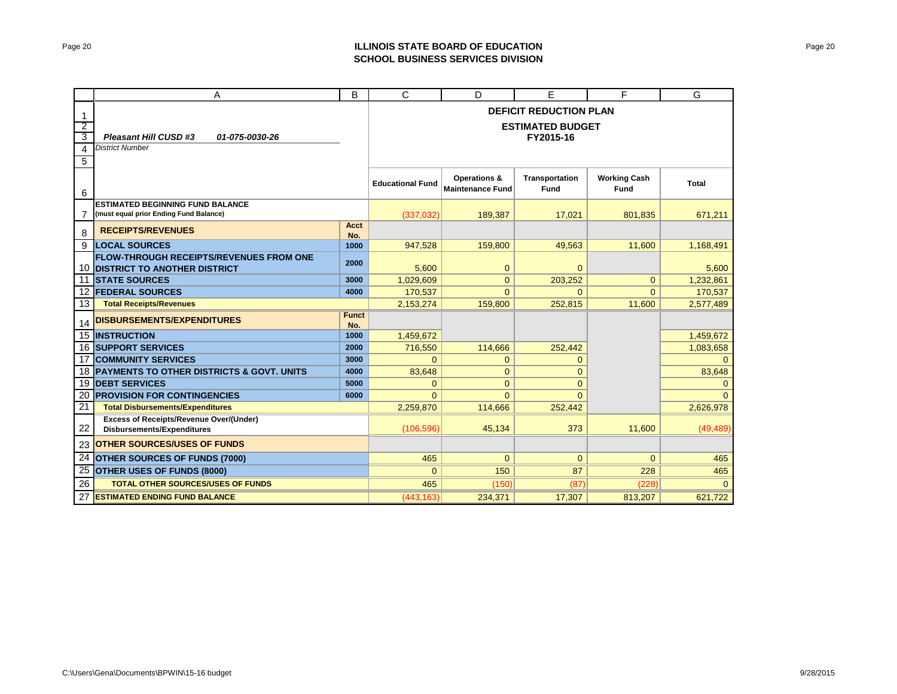**ILLINOIS STATE BOARD OF EDUCATION**
**SCHOOL BUSINESS SERVICES DIVISION**

| | A | B | C | D | E | F | G |
|---|---|---|---|---|---|---|---|
| 1 | | | **DEFICIT REDUCTION PLAN** | | | | |
| 2 | | | **ESTIMATED BUDGET** | | | | |
| 3 | ***Pleasant Hill CUSD #3 01-075-0030-26*** | | **FY2015-16** | | | | |
| 4 | *District Number* | | | | | | |
| 5 | | | | | | | |
| 6 | | | **Educational Fund** | **Operations & Maintenance Fund** | **Transportation Fund** | **Working Cash Fund** | **Total** |
| 7 | **ESTIMATED BEGINNING FUND BALANCE (must equal prior Ending Fund Balance)** | | (337,032) | 189,387 | 17,021 | 801,835 | 671,211 |
| 8 | **RECEIPTS/REVENUES** | **Acct No.** | | | | | |
| 9 | **LOCAL SOURCES** | **1000** | 947,528 | 159,800 | 49,563 | 11,600 | 1,168,491 |
| 10 | **FLOW-THROUGH RECEIPTS/REVENUES FROM ONE DISTRICT TO ANOTHER DISTRICT** | **2000** | 5,600 | 0 | 0 | | 5,600 |
| 11 | **STATE SOURCES** | **3000** | 1,029,609 | 0 | 203,252 | 0 | 1,232,861 |
| 12 | **FEDERAL SOURCES** | **4000** | 170,537 | 0 | 0 | 0 | 170,537 |
| 13 | **Total Receipts/Revenues** | | 2,153,274 | 159,800 | 252,815 | 11,600 | 2,577,489 |
| 14 | **DISBURSEMENTS/EXPENDITURES** | **Funct No.** | | | | | |
| 15 | **INSTRUCTION** | **1000** | 1,459,672 | | | | 1,459,672 |
| 16 | **SUPPORT SERVICES** | **2000** | 716,550 | 114,666 | 252,442 | | 1,083,658 |
| 17 | **COMMUNITY SERVICES** | **3000** | 0 | 0 | 0 | | 0 |
| 18 | **PAYMENTS TO OTHER DISTRICTS & GOVT. UNITS** | **4000** | 83,648 | 0 | 0 | | 83,648 |
| 19 | **DEBT SERVICES** | **5000** | 0 | 0 | 0 | | 0 |
| 20 | **PROVISION FOR CONTINGENCIES** | **6000** | 0 | 0 | 0 | | 0 |
| 21 | **Total Disbursements/Expenditures** | | 2,259,870 | 114,666 | 252,442 | | 2,626,978 |
| 22 | **Excess of Receipts/Revenue Over/(Under) Disbursements/Expenditures** | | (106,596) | 45,134 | 373 | 11,600 | (49,489) |
| 23 | **OTHER SOURCES/USES OF FUNDS** | | | | | | |
| 24 | **OTHER SOURCES OF FUNDS (7000)** | | 465 | 0 | 0 | 0 | 465 |
| 25 | **OTHER USES OF FUNDS (8000)** | | 0 | 150 | 87 | 228 | 465 |
| 26 | **TOTAL OTHER SOURCES/USES OF FUNDS** | | 465 | (150) | (87) | (228) | 0 |
| 27 | **ESTIMATED ENDING FUND BALANCE** | | (443,163) | 234,371 | 17,307 | 813,207 | 621,722 |

C:\Users\Gena\Documents\BPWIN\15-16 budget 9/28/2015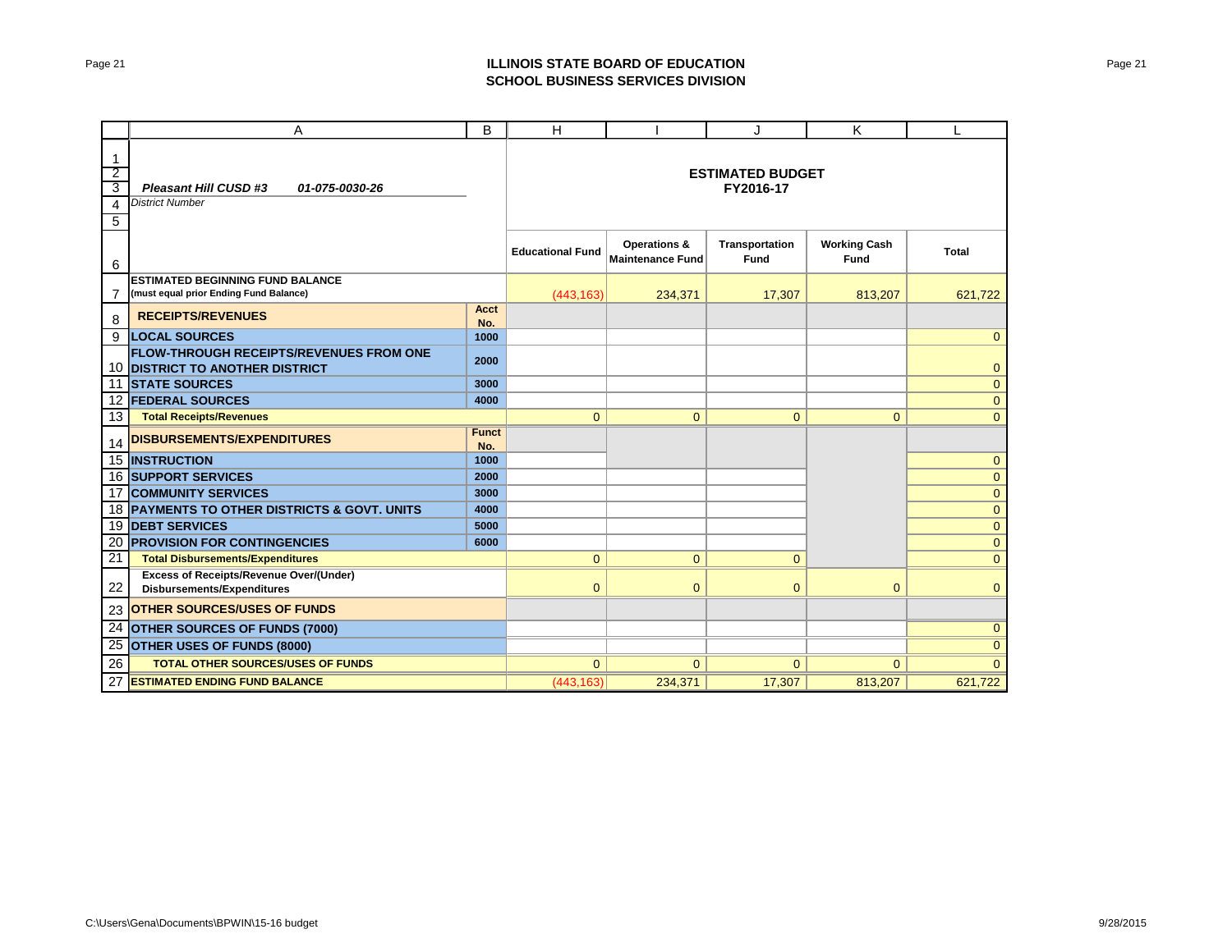**ILLINOIS STATE BOARD OF EDUCATION**
**SCHOOL BUSINESS SERVICES DIVISION**

| | A | B | H | I | J | K | L |
|---|---|---|---|---|---|---|---|
| 1-5 | *Pleasant Hill CUSD #3* *01-075-0030-26* *District Number* | | **ESTIMATED BUDGET FY2016-17** | | | | |
| 6 | | | **Educational Fund** | **Operations & Maintenance Fund** | **Transportation Fund** | **Working Cash Fund** | **Total** |
| 7 | **ESTIMATED BEGINNING FUND BALANCE (must equal prior Ending Fund Balance)** | | (443,163) | 234,371 | 17,307 | 813,207 | 621,722 |
| 8 | **RECEIPTS/REVENUES** | **Acct No.** | | | | | |
| 9 | **LOCAL SOURCES** | **1000** | | | | | 0 |
| 10 | **FLOW-THROUGH RECEIPTS/REVENUES FROM ONE DISTRICT TO ANOTHER DISTRICT** | **2000** | | | | | 0 |
| 11 | **STATE SOURCES** | **3000** | | | | | 0 |
| 12 | **FEDERAL SOURCES** | **4000** | | | | | 0 |
| 13 | **Total Receipts/Revenues** | | 0 | 0 | 0 | 0 | 0 |
| 14 | **DISBURSEMENTS/EXPENDITURES** | **Funct No.** | | | | | |
| 15 | **INSTRUCTION** | **1000** | | | | | 0 |
| 16 | **SUPPORT SERVICES** | **2000** | | | | | 0 |
| 17 | **COMMUNITY SERVICES** | **3000** | | | | | 0 |
| 18 | **PAYMENTS TO OTHER DISTRICTS & GOVT. UNITS** | **4000** | | | | | 0 |
| 19 | **DEBT SERVICES** | **5000** | | | | | 0 |
| 20 | **PROVISION FOR CONTINGENCIES** | **6000** | | | | | 0 |
| 21 | **Total Disbursements/Expenditures** | | 0 | 0 | 0 | | 0 |
| 22 | **Excess of Receipts/Revenue Over/(Under) Disbursements/Expenditures** | | 0 | 0 | 0 | 0 | 0 |
| 23 | **OTHER SOURCES/USES OF FUNDS** | | | | | | |
| 24 | **OTHER SOURCES OF FUNDS (7000)** | | | | | | 0 |
| 25 | **OTHER USES OF FUNDS (8000)** | | | | | | 0 |
| 26 | **TOTAL OTHER SOURCES/USES OF FUNDS** | | 0 | 0 | 0 | 0 | 0 |
| 27 | **ESTIMATED ENDING FUND BALANCE** | | (443,163) | 234,371 | 17,307 | 813,207 | 621,722 |

C:\Users\Gena\Documents\BPWIN\15-16 budget

9/28/2015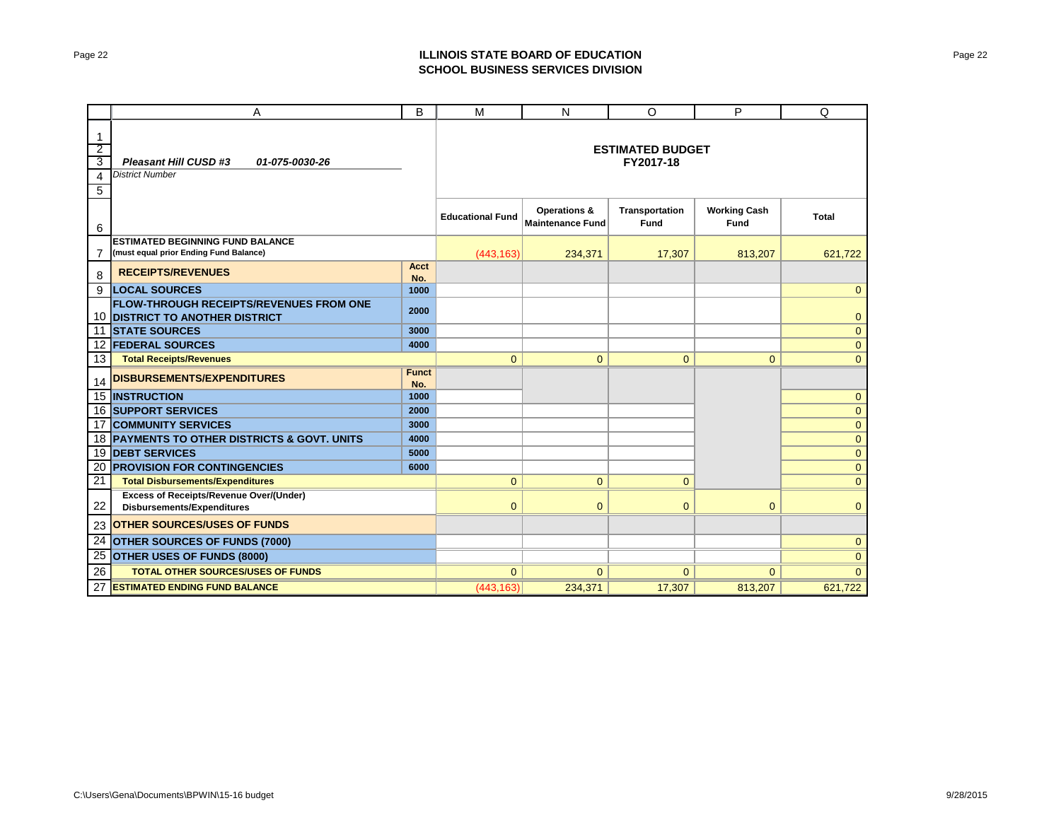**ILLINOIS STATE BOARD OF EDUCATION**
**SCHOOL BUSINESS SERVICES DIVISION**

*Pleasant Hill CUSD #3* *01-075-0030-26*
*District Number*

**ESTIMATED BUDGET**
**FY2017-18**

| | A | B | M | N | O | P | Q |
|---|---|---|---|---|---|---|---|
| 6 | | | **Educational Fund** | **Operations & Maintenance Fund** | **Transportation Fund** | **Working Cash Fund** | **Total** |
| 7 | **ESTIMATED BEGINNING FUND BALANCE (must equal prior Ending Fund Balance)** | | (443,163) | 234,371 | 17,307 | 813,207 | 621,722 |
| 8 | **RECEIPTS/REVENUES** | **Acct No.** | | | | | |
| 9 | **LOCAL SOURCES** | **1000** | | | | | 0 |
| 10 | **FLOW-THROUGH RECEIPTS/REVENUES FROM ONE DISTRICT TO ANOTHER DISTRICT** | **2000** | | | | | 0 |
| 11 | **STATE SOURCES** | **3000** | | | | | 0 |
| 12 | **FEDERAL SOURCES** | **4000** | | | | | 0 |
| 13 | **Total Receipts/Revenues** | | 0 | 0 | 0 | 0 | 0 |
| 14 | **DISBURSEMENTS/EXPENDITURES** | **Funct No.** | | | | | |
| 15 | **INSTRUCTION** | **1000** | | | | | 0 |
| 16 | **SUPPORT SERVICES** | **2000** | | | | | 0 |
| 17 | **COMMUNITY SERVICES** | **3000** | | | | | 0 |
| 18 | **PAYMENTS TO OTHER DISTRICTS & GOVT. UNITS** | **4000** | | | | | 0 |
| 19 | **DEBT SERVICES** | **5000** | | | | | 0 |
| 20 | **PROVISION FOR CONTINGENCIES** | **6000** | | | | | 0 |
| 21 | **Total Disbursements/Expenditures** | | 0 | 0 | 0 | | 0 |
| 22 | **Excess of Receipts/Revenue Over/(Under) Disbursements/Expenditures** | | 0 | 0 | 0 | 0 | 0 |
| 23 | **OTHER SOURCES/USES OF FUNDS** | | | | | | |
| 24 | **OTHER SOURCES OF FUNDS (7000)** | | | | | | 0 |
| 25 | **OTHER USES OF FUNDS (8000)** | | | | | | 0 |
| 26 | **TOTAL OTHER SOURCES/USES OF FUNDS** | | 0 | 0 | 0 | 0 | 0 |
| 27 | **ESTIMATED ENDING FUND BALANCE** | | (443,163) | 234,371 | 17,307 | 813,207 | 621,722 |

C:\Users\Gena\Documents\BPWIN\15-16 budget

9/28/2015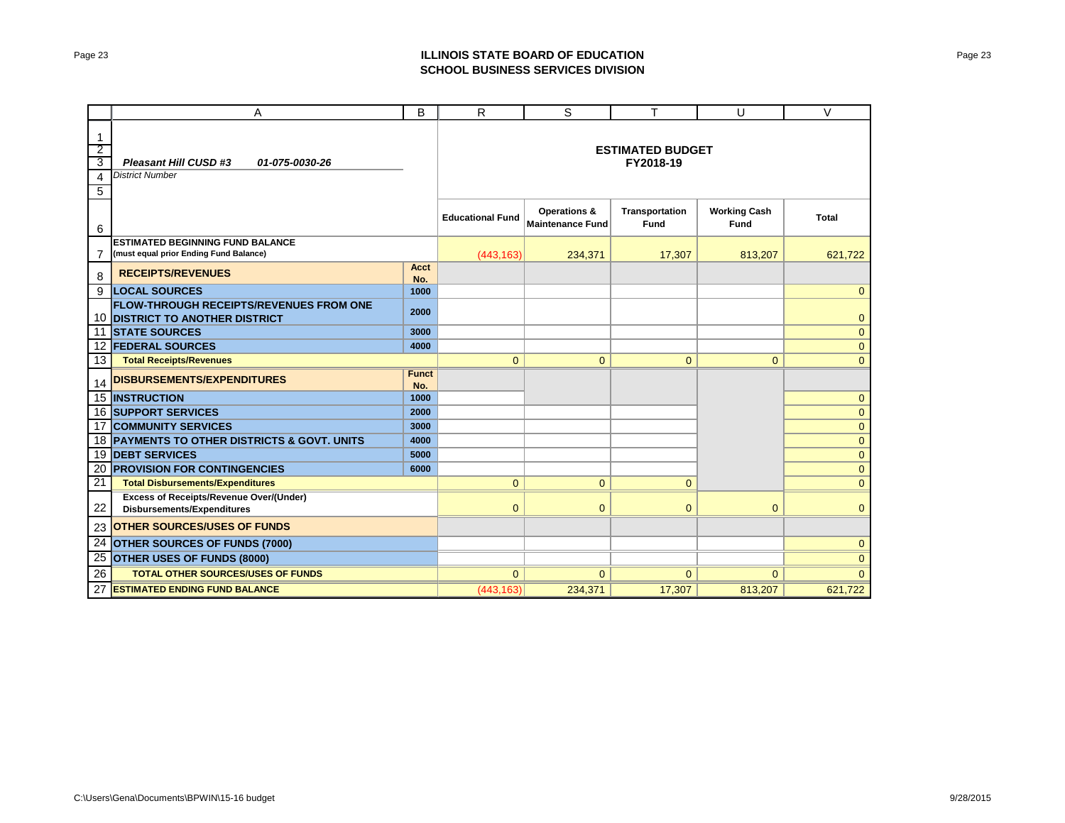**ILLINOIS STATE BOARD OF EDUCATION**
**SCHOOL BUSINESS SERVICES DIVISION**

| | A | B | R | S | T | U | V |
|---|---|---|---|---|---|---|---|
| 1–5 | *Pleasant Hill CUSD #3* *01-075-0030-26* | | **ESTIMATED BUDGET FY2018-19** | | | | |
| | *District Number* | | | | | | |
| 6 | | | **Educational Fund** | **Operations & Maintenance Fund** | **Transportation Fund** | **Working Cash Fund** | **Total** |
| 7 | **ESTIMATED BEGINNING FUND BALANCE (must equal prior Ending Fund Balance)** | | (443,163) | 234,371 | 17,307 | 813,207 | 621,722 |
| 8 | **RECEIPTS/REVENUES** | **Acct No.** | | | | | |
| 9 | **LOCAL SOURCES** | **1000** | | | | | 0 |
| 10 | **FLOW-THROUGH RECEIPTS/REVENUES FROM ONE DISTRICT TO ANOTHER DISTRICT** | **2000** | | | | | 0 |
| 11 | **STATE SOURCES** | **3000** | | | | | 0 |
| 12 | **FEDERAL SOURCES** | **4000** | | | | | 0 |
| 13 | **Total Receipts/Revenues** | | 0 | 0 | 0 | 0 | 0 |
| 14 | **DISBURSEMENTS/EXPENDITURES** | **Funct No.** | | | | | |
| 15 | **INSTRUCTION** | **1000** | | | | | 0 |
| 16 | **SUPPORT SERVICES** | **2000** | | | | | 0 |
| 17 | **COMMUNITY SERVICES** | **3000** | | | | | 0 |
| 18 | **PAYMENTS TO OTHER DISTRICTS & GOVT. UNITS** | **4000** | | | | | 0 |
| 19 | **DEBT SERVICES** | **5000** | | | | | 0 |
| 20 | **PROVISION FOR CONTINGENCIES** | **6000** | | | | | 0 |
| 21 | **Total Disbursements/Expenditures** | | 0 | 0 | 0 | | 0 |
| 22 | **Excess of Receipts/Revenue Over/(Under) Disbursements/Expenditures** | | 0 | 0 | 0 | 0 | 0 |
| 23 | **OTHER SOURCES/USES OF FUNDS** | | | | | | |
| 24 | **OTHER SOURCES OF FUNDS (7000)** | | | | | | 0 |
| 25 | **OTHER USES OF FUNDS (8000)** | | | | | | 0 |
| 26 | **TOTAL OTHER SOURCES/USES OF FUNDS** | | 0 | 0 | 0 | 0 | 0 |
| 27 | **ESTIMATED ENDING FUND BALANCE** | | (443,163) | 234,371 | 17,307 | 813,207 | 621,722 |

C:\Users\Gena\Documents\BPWIN\15-16 budget

9/28/2015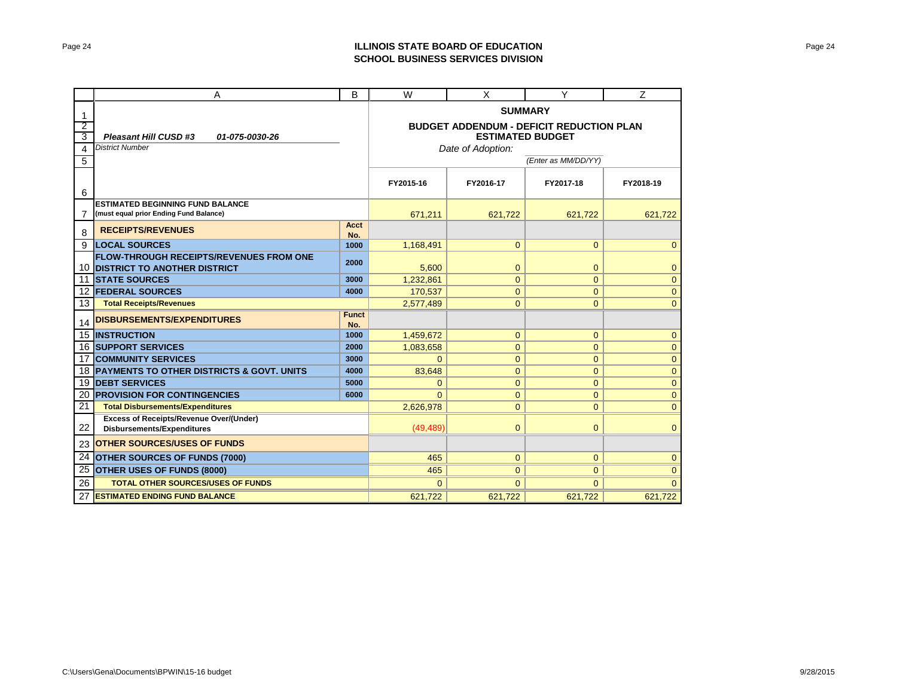**ILLINOIS STATE BOARD OF EDUCATION**
**SCHOOL BUSINESS SERVICES DIVISION**

| | A | B | W | X | Y | Z |
|---|---|---|---|---|---|---|
| 1 | | | **SUMMARY** | | | |
| 2 | | | **BUDGET ADDENDUM - DEFICIT REDUCTION PLAN** | | | |
| 3 | ***Pleasant Hill CUSD #3 01-075-0030-26*** | | **ESTIMATED BUDGET** | | | |
| 4 | *District Number* | | *Date of Adoption:* | | | |
| 5 | | | | | *(Enter as MM/DD/YY)* | |
| 6 | | | **FY2015-16** | **FY2016-17** | **FY2017-18** | **FY2018-19** |
| 7 | **ESTIMATED BEGINNING FUND BALANCE (must equal prior Ending Fund Balance)** | | 671,211 | 621,722 | 621,722 | 621,722 |
| 8 | **RECEIPTS/REVENUES** | **Acct No.** | | | | |
| 9 | **LOCAL SOURCES** | **1000** | 1,168,491 | 0 | 0 | 0 |
| 10 | **FLOW-THROUGH RECEIPTS/REVENUES FROM ONE DISTRICT TO ANOTHER DISTRICT** | **2000** | 5,600 | 0 | 0 | 0 |
| 11 | **STATE SOURCES** | **3000** | 1,232,861 | 0 | 0 | 0 |
| 12 | **FEDERAL SOURCES** | **4000** | 170,537 | 0 | 0 | 0 |
| 13 | **Total Receipts/Revenues** | | 2,577,489 | 0 | 0 | 0 |
| 14 | **DISBURSEMENTS/EXPENDITURES** | **Funct No.** | | | | |
| 15 | **INSTRUCTION** | **1000** | 1,459,672 | 0 | 0 | 0 |
| 16 | **SUPPORT SERVICES** | **2000** | 1,083,658 | 0 | 0 | 0 |
| 17 | **COMMUNITY SERVICES** | **3000** | 0 | 0 | 0 | 0 |
| 18 | **PAYMENTS TO OTHER DISTRICTS & GOVT. UNITS** | **4000** | 83,648 | 0 | 0 | 0 |
| 19 | **DEBT SERVICES** | **5000** | 0 | 0 | 0 | 0 |
| 20 | **PROVISION FOR CONTINGENCIES** | **6000** | 0 | 0 | 0 | 0 |
| 21 | **Total Disbursements/Expenditures** | | 2,626,978 | 0 | 0 | 0 |
| 22 | **Excess of Receipts/Revenue Over/(Under) Disbursements/Expenditures** | | (49,489) | 0 | 0 | 0 |
| 23 | **OTHER SOURCES/USES OF FUNDS** | | | | | |
| 24 | **OTHER SOURCES OF FUNDS (7000)** | | 465 | 0 | 0 | 0 |
| 25 | **OTHER USES OF FUNDS (8000)** | | 465 | 0 | 0 | 0 |
| 26 | **TOTAL OTHER SOURCES/USES OF FUNDS** | | 0 | 0 | 0 | 0 |
| 27 | **ESTIMATED ENDING FUND BALANCE** | | 621,722 | 621,722 | 621,722 | 621,722 |

C:\Users\Gena\Documents\BPWIN\15-16 budget 9/28/2015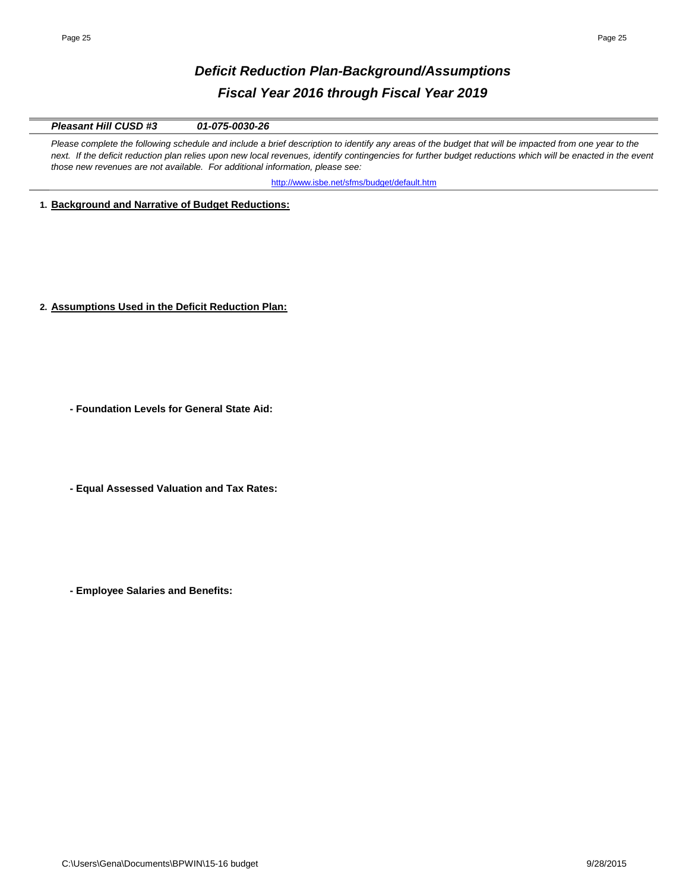# *Deficit Reduction Plan-Background/Assumptions*

## *Fiscal Year 2016 through Fiscal Year 2019*

***Pleasant Hill CUSD #3*** ***01-075-0030-26***

*Please complete the following schedule and include a brief description to identify any areas of the budget that will be impacted from one year to the next. If the deficit reduction plan relies upon new local revenues, identify contingencies for further budget reductions which will be enacted in the event those new revenues are not available. For additional information, please see:*

http://www.isbe.net/sfms/budget/default.htm

**1. Background and Narrative of Budget Reductions:**

**2. Assumptions Used in the Deficit Reduction Plan:**

**- Foundation Levels for General State Aid:**

**- Equal Assessed Valuation and Tax Rates:**

**- Employee Salaries and Benefits:**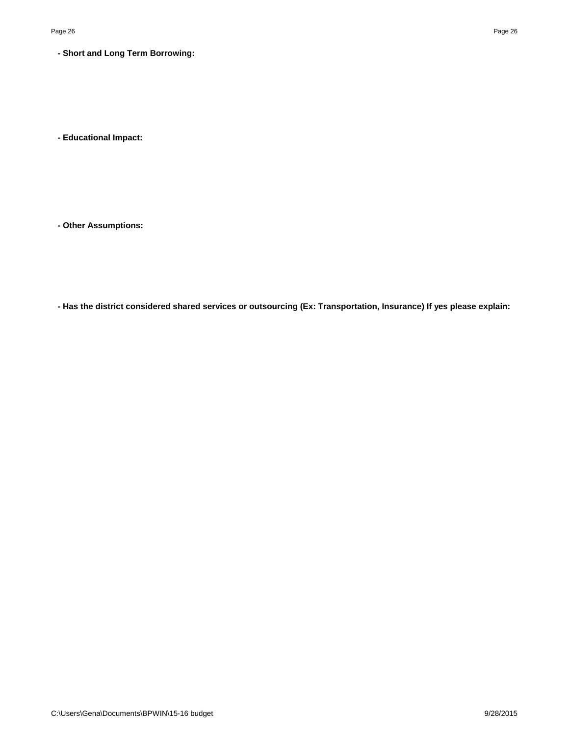**- Short and Long Term Borrowing:**

**- Educational Impact:**

**- Other Assumptions:**

**- Has the district considered shared services or outsourcing (Ex: Transportation, Insurance) If yes please explain:**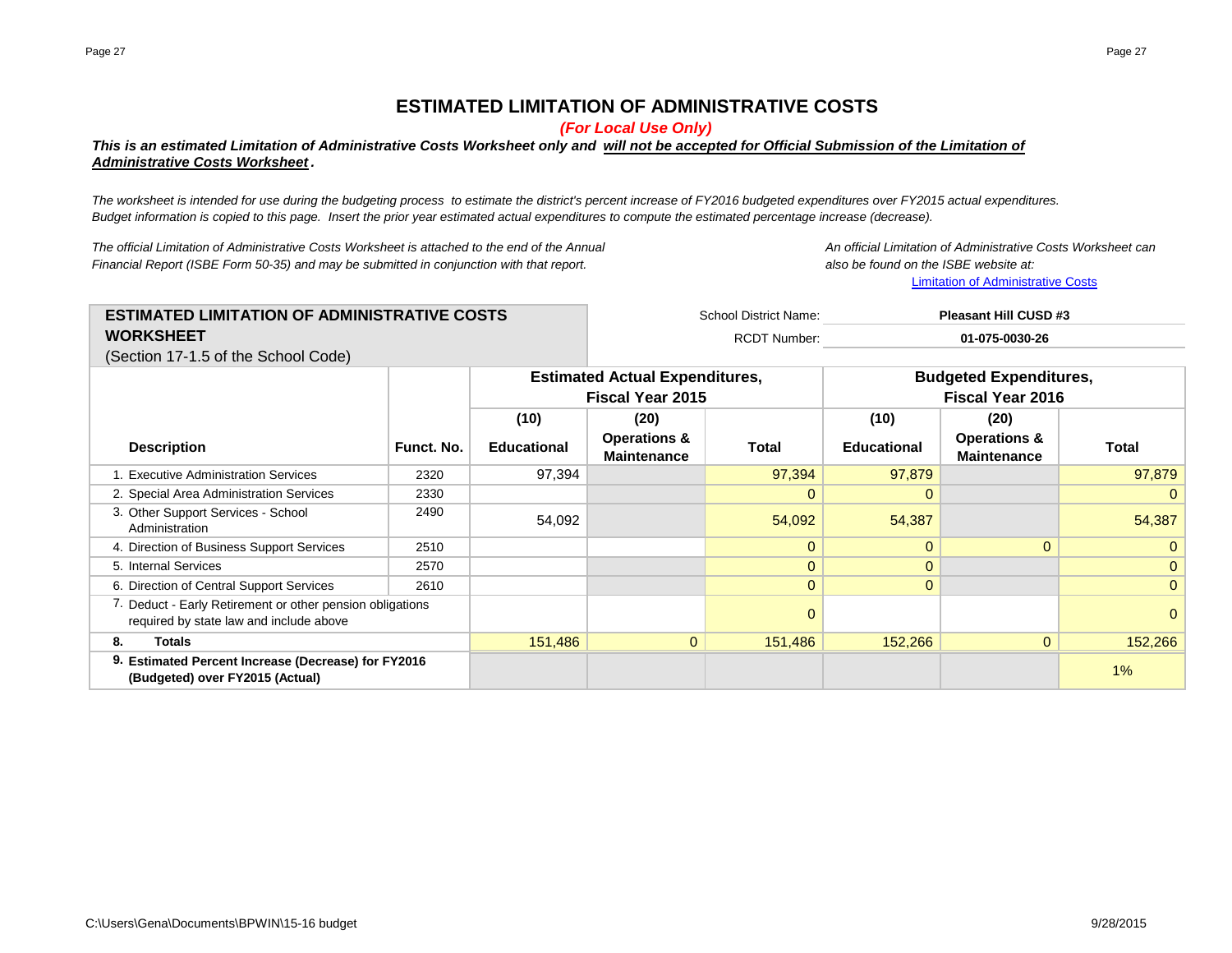# ESTIMATED LIMITATION OF ADMINISTRATIVE COSTS

***(For Local Use Only)***

***This is an estimated Limitation of Administrative Costs Worksheet only and will not be accepted for Official Submission of the Limitation of Administrative Costs Worksheet.***

*The worksheet is intended for use during the budgeting process to estimate the district's percent increase of FY2016 budgeted expenditures over FY2015 actual expenditures. Budget information is copied to this page. Insert the prior year estimated actual expenditures to compute the estimated percentage increase (decrease).*

*The official Limitation of Administrative Costs Worksheet is attached to the end of the Annual Financial Report (ISBE Form 50-35) and may be submitted in conjunction with that report.*

*An official Limitation of Administrative Costs Worksheet can also be found on the ISBE website at:*
Limitation of Administrative Costs

## ESTIMATED LIMITATION OF ADMINISTRATIVE COSTS WORKSHEET
(Section 17-1.5 of the School Code)

School District Name: **Pleasant Hill CUSD #3**
RCDT Number: **01-075-0030-26**

| Description | Funct. No. | Estimated Actual Expenditures, Fiscal Year 2015 | | | Budgeted Expenditures, Fiscal Year 2016 | | |
|---|---|---|---|---|---|---|---|
| | | (10) Educational | (20) Operations & Maintenance | Total | (10) Educational | (20) Operations & Maintenance | Total |
| 1. Executive Administration Services | 2320 | 97,394 | | 97,394 | 97,879 | | 97,879 |
| 2. Special Area Administration Services | 2330 | | | 0 | 0 | | 0 |
| 3. Other Support Services - School Administration | 2490 | 54,092 | | 54,092 | 54,387 | | 54,387 |
| 4. Direction of Business Support Services | 2510 | | | 0 | 0 | 0 | 0 |
| 5. Internal Services | 2570 | | | 0 | 0 | | 0 |
| 6. Direction of Central Support Services | 2610 | | | 0 | 0 | | 0 |
| 7. Deduct - Early Retirement or other pension obligations required by state law and include above | | | | 0 | | | 0 |
| **8. Totals** | | 151,486 | 0 | 151,486 | 152,266 | 0 | 152,266 |
| **9. Estimated Percent Increase (Decrease) for FY2016 (Budgeted) over FY2015 (Actual)** | | | | | | | 1% |

C:\Users\Gena\Documents\BPWIN\15-16 budget 9/28/2015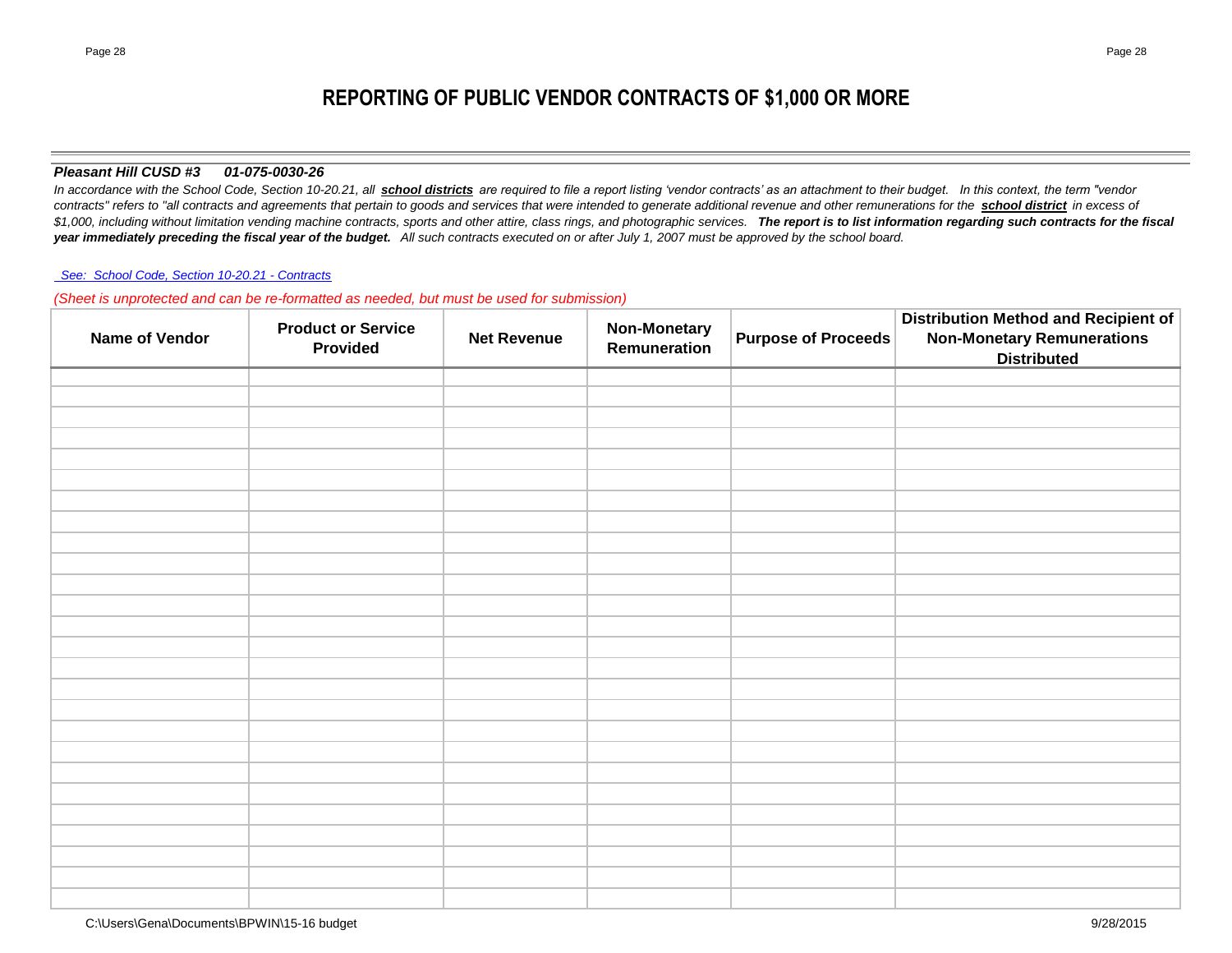# REPORTING OF PUBLIC VENDOR CONTRACTS OF $1,000 OR MORE

***Pleasant Hill CUSD #3     01-075-0030-26***

*In accordance with the School Code, Section 10-20.21, all* ***school districts*** *are required to file a report listing 'vendor contracts' as an attachment to their budget. In this context, the term "vendor contracts" refers to "all contracts and agreements that pertain to goods and services that were intended to generate additional revenue and other remunerations for the* ***school district*** *in excess of $1,000, including without limitation vending machine contracts, sports and other attire, class rings, and photographic services.* ***The report is to list information regarding such contracts for the fiscal year immediately preceding the fiscal year of the budget.*** *All such contracts executed on or after July 1, 2007 must be approved by the school board.*

*See: School Code, Section 10-20.21 - Contracts*

*(Sheet is unprotected and can be re-formatted as needed, but must be used for submission)*

| Name of Vendor | Product or Service Provided | Net Revenue | Non-Monetary Remuneration | Purpose of Proceeds | Distribution Method and Recipient of Non-Monetary Remunerations Distributed |
|---|---|---|---|---|---|
| | | | | | |
| | | | | | |
| | | | | | |
| | | | | | |
| | | | | | |
| | | | | | |
| | | | | | |
| | | | | | |
| | | | | | |
| | | | | | |
| | | | | | |
| | | | | | |
| | | | | | |
| | | | | | |
| | | | | | |
| | | | | | |
| | | | | | |
| | | | | | |
| | | | | | |
| | | | | | |
| | | | | | |
| | | | | | |
| | | | | | |
| | | | | | |
| | | | | | |
| | | | | | |

C:\Users\Gena\Documents\BPWIN\15-16 budget    9/28/2015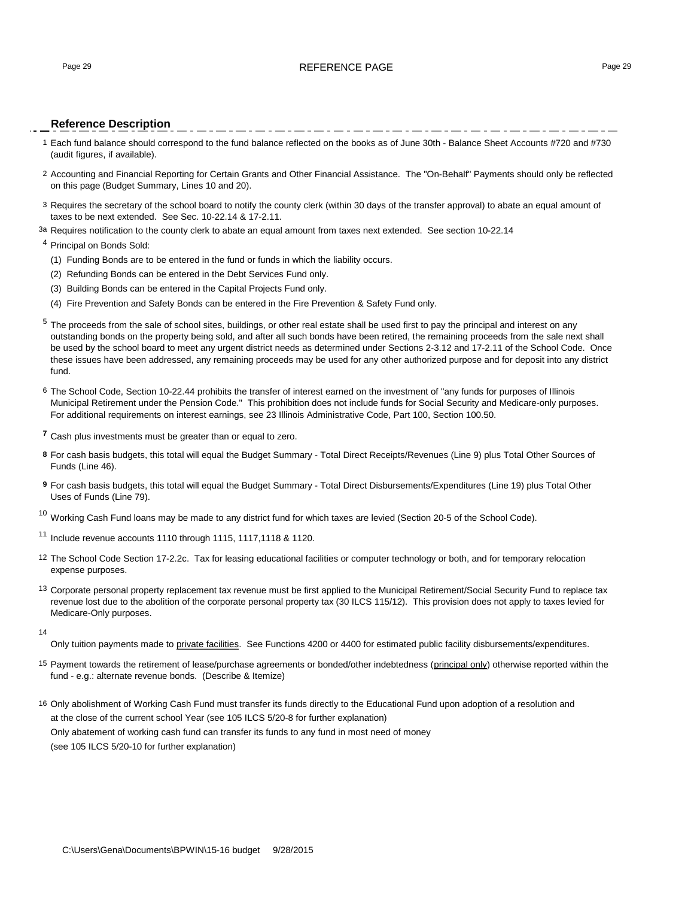# REFERENCE PAGE

## Reference Description

1 Each fund balance should correspond to the fund balance reflected on the books as of June 30th - Balance Sheet Accounts #720 and #730 (audit figures, if available).

2 Accounting and Financial Reporting for Certain Grants and Other Financial Assistance. The "On-Behalf" Payments should only be reflected on this page (Budget Summary, Lines 10 and 20).

3 Requires the secretary of the school board to notify the county clerk (within 30 days of the transfer approval) to abate an equal amount of taxes to be next extended. See Sec. 10-22.14 & 17-2.11.

3a Requires notification to the county clerk to abate an equal amount from taxes next extended. See section 10-22.14

4 Principal on Bonds Sold:

(1) Funding Bonds are to be entered in the fund or funds in which the liability occurs.

(2) Refunding Bonds can be entered in the Debt Services Fund only.

(3) Building Bonds can be entered in the Capital Projects Fund only.

(4) Fire Prevention and Safety Bonds can be entered in the Fire Prevention & Safety Fund only.

5 The proceeds from the sale of school sites, buildings, or other real estate shall be used first to pay the principal and interest on any outstanding bonds on the property being sold, and after all such bonds have been retired, the remaining proceeds from the sale next shall be used by the school board to meet any urgent district needs as determined under Sections 2-3.12 and 17-2.11 of the School Code. Once these issues have been addressed, any remaining proceeds may be used for any other authorized purpose and for deposit into any district fund.

6 The School Code, Section 10-22.44 prohibits the transfer of interest earned on the investment of "any funds for purposes of Illinois Municipal Retirement under the Pension Code." This prohibition does not include funds for Social Security and Medicare-only purposes. For additional requirements on interest earnings, see 23 Illinois Administrative Code, Part 100, Section 100.50.

**7** Cash plus investments must be greater than or equal to zero.

**8** For cash basis budgets, this total will equal the Budget Summary - Total Direct Receipts/Revenues (Line 9) plus Total Other Sources of Funds (Line 46).

**9** For cash basis budgets, this total will equal the Budget Summary - Total Direct Disbursements/Expenditures (Line 19) plus Total Other Uses of Funds (Line 79).

10 Working Cash Fund loans may be made to any district fund for which taxes are levied (Section 20-5 of the School Code).

11 Include revenue accounts 1110 through 1115, 1117,1118 & 1120.

12 The School Code Section 17-2.2c. Tax for leasing educational facilities or computer technology or both, and for temporary relocation expense purposes.

13 Corporate personal property replacement tax revenue must be first applied to the Municipal Retirement/Social Security Fund to replace tax revenue lost due to the abolition of the corporate personal property tax (30 ILCS 115/12). This provision does not apply to taxes levied for Medicare-Only purposes.

14 Only tuition payments made to private facilities. See Functions 4200 or 4400 for estimated public facility disbursements/expenditures.

15 Payment towards the retirement of lease/purchase agreements or bonded/other indebtedness (principal only) otherwise reported within the fund - e.g.: alternate revenue bonds. (Describe & Itemize)

16 Only abolishment of Working Cash Fund must transfer its funds directly to the Educational Fund upon adoption of a resolution and at the close of the current school Year (see 105 ILCS 5/20-8 for further explanation)
Only abatement of working cash fund can transfer its funds to any fund in most need of money
(see 105 ILCS 5/20-10 for further explanation)

C:\Users\Gena\Documents\BPWIN\15-16 budget 9/28/2015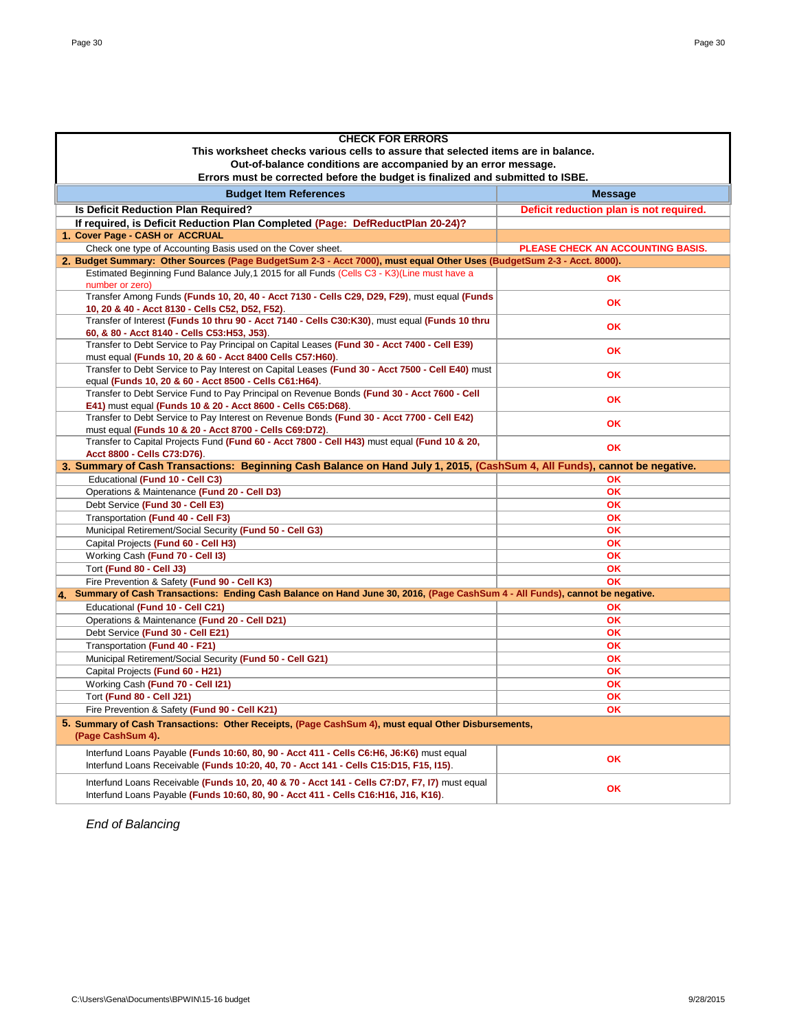| CHECK FOR ERRORS<br>This worksheet checks various cells to assure that selected items are in balance.<br>Out-of-balance conditions are accompanied by an error message.<br>Errors must be corrected before the budget is finalized and submitted to ISBE. | |
|---|---|
| **Budget Item References** | **Message** |
| **Is Deficit Reduction Plan Required?** | **Deficit reduction plan is not required.** |
| **If required, is Deficit Reduction Plan Completed (Page: DefReductPlan 20-24)?** | |
| **1. Cover Page - CASH or ACCRUAL** | |
| Check one type of Accounting Basis used on the Cover sheet. | **PLEASE CHECK AN ACCOUNTING BASIS.** |
| **2. Budget Summary: Other Sources (Page BudgetSum 2-3 - Acct 7000), must equal Other Uses (BudgetSum 2-3 - Acct. 8000).** | |
| Estimated Beginning Fund Balance July,1 2015 for all Funds (Cells C3 - K3)(Line must have a number or zero) | OK |
| Transfer Among Funds **(Funds 10, 20, 40 - Acct 7130 - Cells C29, D29, F29)**, must equal **(Funds 10, 20 & 40 - Acct 8130 - Cells C52, D52, F52)**. | OK |
| Transfer of Interest **(Funds 10 thru 90 - Acct 7140 - Cells C30:K30)**, must equal **(Funds 10 thru 60, & 80 - Acct 8140 - Cells C53:H53, J53)**. | OK |
| Transfer to Debt Service to Pay Principal on Capital Leases **(Fund 30 - Acct 7400 - Cell E39)** must equal **(Funds 10, 20 & 60 - Acct 8400 Cells C57:H60)**. | OK |
| Transfer to Debt Service to Pay Interest on Capital Leases **(Fund 30 - Acct 7500 - Cell E40)** must equal **(Funds 10, 20 & 60 - Acct 8500 - Cells C61:H64)**. | OK |
| Transfer to Debt Service Fund to Pay Principal on Revenue Bonds **(Fund 30 - Acct 7600 - Cell E41)** must equal **(Funds 10 & 20 - Acct 8600 - Cells C65:D68)**. | OK |
| Transfer to Debt Service to Pay Interest on Revenue Bonds **(Fund 30 - Acct 7700 - Cell E42)** must equal **(Funds 10 & 20 - Acct 8700 - Cells C69:D72)**. | OK |
| Transfer to Capital Projects Fund **(Fund 60 - Acct 7800 - Cell H43)** must equal **(Fund 10 & 20, Acct 8800 - Cells C73:D76)**. | OK |
| **3. Summary of Cash Transactions: Beginning Cash Balance on Hand July 1, 2015, (CashSum 4, All Funds), cannot be negative.** | |
| Educational **(Fund 10 - Cell C3)** | OK |
| Operations & Maintenance **(Fund 20 - Cell D3)** | OK |
| Debt Service **(Fund 30 - Cell E3)** | OK |
| Transportation **(Fund 40 - Cell F3)** | OK |
| Municipal Retirement/Social Security **(Fund 50 - Cell G3)** | OK |
| Capital Projects **(Fund 60 - Cell H3)** | OK |
| Working Cash **(Fund 70 - Cell I3)** | OK |
| Tort **(Fund 80 - Cell J3)** | OK |
| Fire Prevention & Safety **(Fund 90 - Cell K3)** | OK |
| **4. Summary of Cash Transactions: Ending Cash Balance on Hand June 30, 2016, (Page CashSum 4 - All Funds), cannot be negative.** | |
| Educational **(Fund 10 - Cell C21)** | OK |
| Operations & Maintenance **(Fund 20 - Cell D21)** | OK |
| Debt Service **(Fund 30 - Cell E21)** | OK |
| Transportation **(Fund 40 - F21)** | OK |
| Municipal Retirement/Social Security **(Fund 50 - Cell G21)** | OK |
| Capital Projects **(Fund 60 - H21)** | OK |
| Working Cash **(Fund 70 - Cell I21)** | OK |
| Tort **(Fund 80 - Cell J21)** | OK |
| Fire Prevention & Safety **(Fund 90 - Cell K21)** | OK |
| **5. Summary of Cash Transactions: Other Receipts, (Page CashSum 4), must equal Other Disbursements, (Page CashSum 4).** | |
| Interfund Loans Payable **(Funds 10:60, 80, 90 - Acct 411 - Cells C6:H6, J6:K6)** must equal Interfund Loans Receivable **(Funds 10:20, 40, 70 - Acct 141 - Cells C15:D15, F15, I15)**. | OK |
| Interfund Loans Receivable **(Funds 10, 20, 40 & 70 - Acct 141 - Cells C7:D7, F7, I7)** must equal Interfund Loans Payable **(Funds 10:60, 80, 90 - Acct 411 - Cells C16:H16, J16, K16)**. | OK |

*End of Balancing*